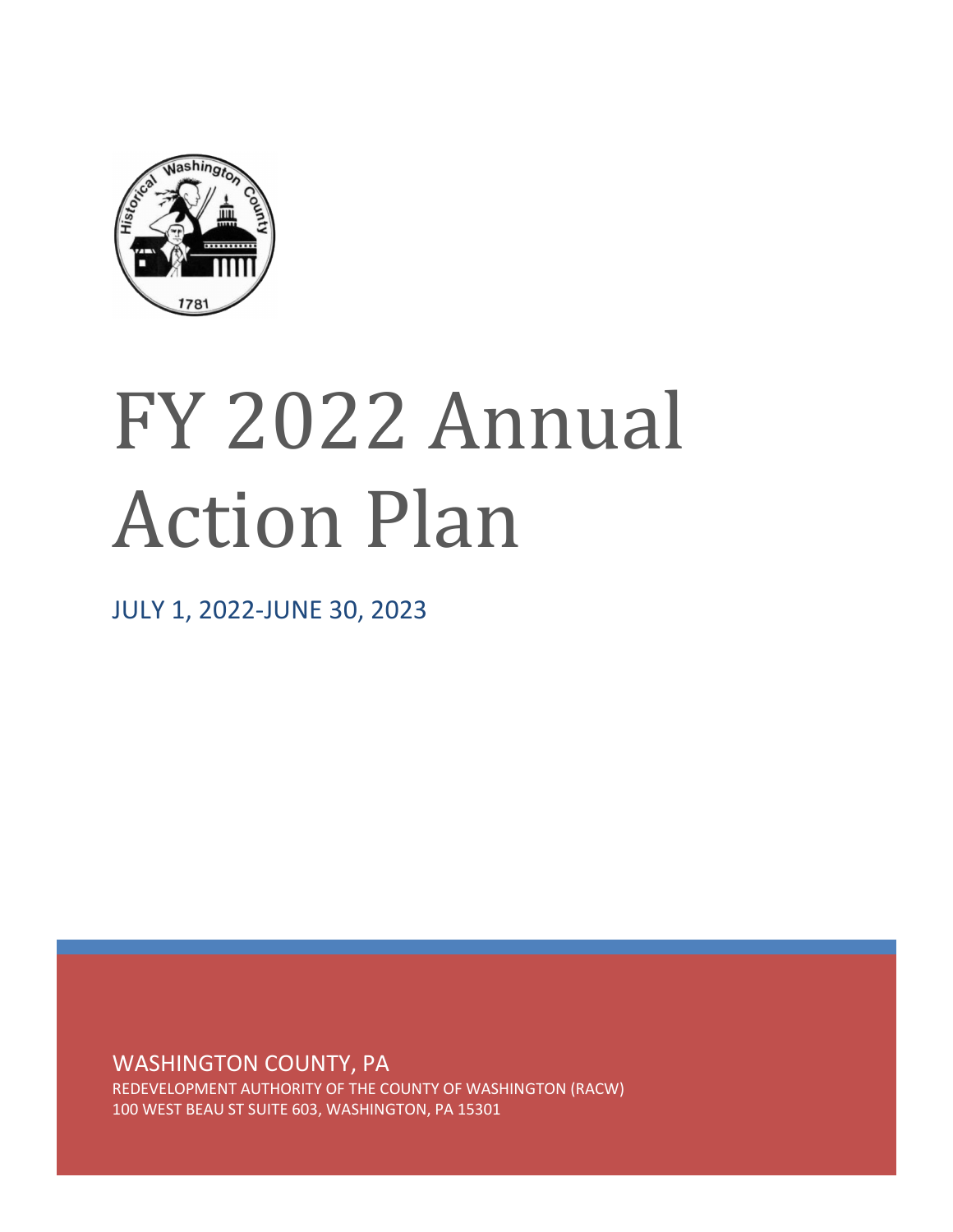# FY 2022 Annual Action Plan

JULY 1, 2022-JUNE 30, 2023

WASHINGTON COUNTY, PA

REDEVELOPMENT AUTHORITY OF THE COUNTY OF WASHINGTON (RACW)
100 WEST BEAU ST SUITE 603, WASHINGTON, PA 15301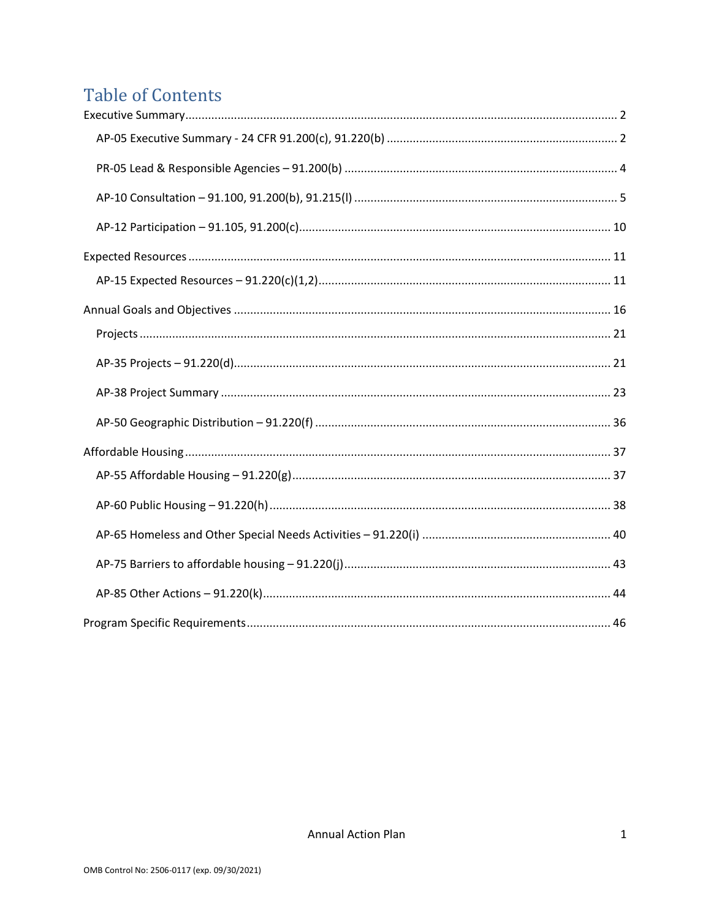# Table of Contents

Executive Summary ..... 2

- AP-05 Executive Summary - 24 CFR 91.200(c), 91.220(b) ..... 2
- PR-05 Lead & Responsible Agencies – 91.200(b) ..... 4
- AP-10 Consultation – 91.100, 91.200(b), 91.215(l) ..... 5
- AP-12 Participation – 91.105, 91.200(c) ..... 10

Expected Resources ..... 11

- AP-15 Expected Resources – 91.220(c)(1,2) ..... 11

Annual Goals and Objectives ..... 16

- Projects ..... 21
- AP-35 Projects – 91.220(d) ..... 21
- AP-38 Project Summary ..... 23
- AP-50 Geographic Distribution – 91.220(f) ..... 36

Affordable Housing ..... 37

- AP-55 Affordable Housing – 91.220(g) ..... 37
- AP-60 Public Housing – 91.220(h) ..... 38
- AP-65 Homeless and Other Special Needs Activities – 91.220(i) ..... 40
- AP-75 Barriers to affordable housing – 91.220(j) ..... 43
- AP-85 Other Actions – 91.220(k) ..... 44

Program Specific Requirements ..... 46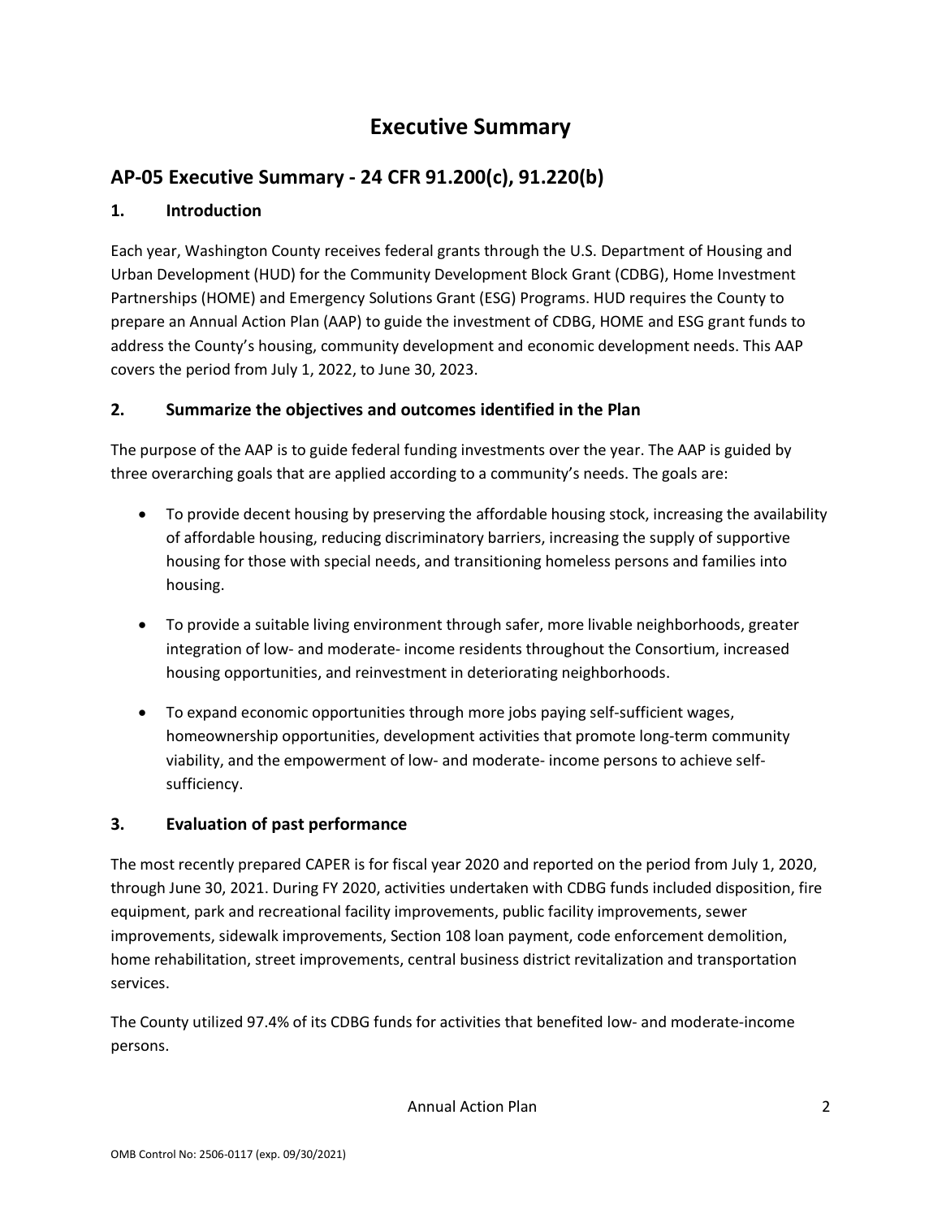# Executive Summary

## AP-05 Executive Summary - 24 CFR 91.200(c), 91.220(b)

### 1. Introduction

Each year, Washington County receives federal grants through the U.S. Department of Housing and Urban Development (HUD) for the Community Development Block Grant (CDBG), Home Investment Partnerships (HOME) and Emergency Solutions Grant (ESG) Programs. HUD requires the County to prepare an Annual Action Plan (AAP) to guide the investment of CDBG, HOME and ESG grant funds to address the County's housing, community development and economic development needs. This AAP covers the period from July 1, 2022, to June 30, 2023.

### 2. Summarize the objectives and outcomes identified in the Plan

The purpose of the AAP is to guide federal funding investments over the year. The AAP is guided by three overarching goals that are applied according to a community's needs. The goals are:

- To provide decent housing by preserving the affordable housing stock, increasing the availability of affordable housing, reducing discriminatory barriers, increasing the supply of supportive housing for those with special needs, and transitioning homeless persons and families into housing.
- To provide a suitable living environment through safer, more livable neighborhoods, greater integration of low- and moderate- income residents throughout the Consortium, increased housing opportunities, and reinvestment in deteriorating neighborhoods.
- To expand economic opportunities through more jobs paying self-sufficient wages, homeownership opportunities, development activities that promote long-term community viability, and the empowerment of low- and moderate- income persons to achieve self-sufficiency.

### 3. Evaluation of past performance

The most recently prepared CAPER is for fiscal year 2020 and reported on the period from July 1, 2020, through June 30, 2021. During FY 2020, activities undertaken with CDBG funds included disposition, fire equipment, park and recreational facility improvements, public facility improvements, sewer improvements, sidewalk improvements, Section 108 loan payment, code enforcement demolition, home rehabilitation, street improvements, central business district revitalization and transportation services.

The County utilized 97.4% of its CDBG funds for activities that benefited low- and moderate-income persons.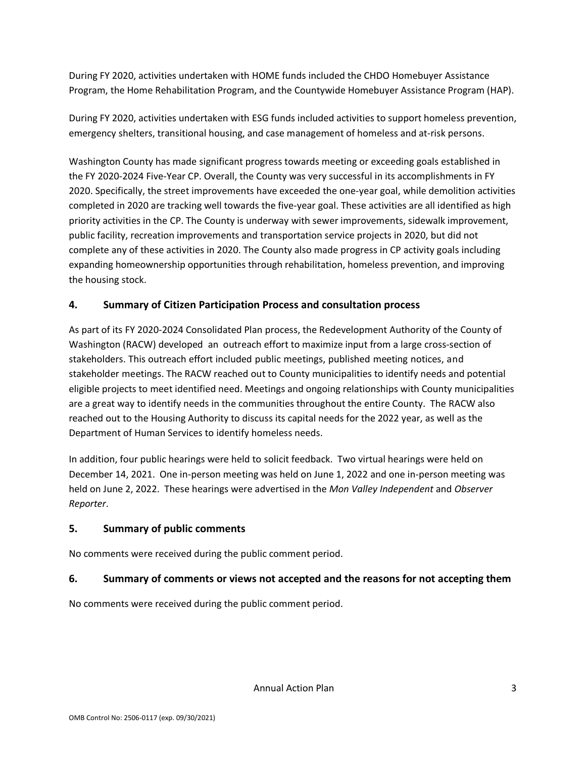During FY 2020, activities undertaken with HOME funds included the CHDO Homebuyer Assistance Program, the Home Rehabilitation Program, and the Countywide Homebuyer Assistance Program (HAP).

During FY 2020, activities undertaken with ESG funds included activities to support homeless prevention, emergency shelters, transitional housing, and case management of homeless and at-risk persons.

Washington County has made significant progress towards meeting or exceeding goals established in the FY 2020-2024 Five-Year CP. Overall, the County was very successful in its accomplishments in FY 2020. Specifically, the street improvements have exceeded the one-year goal, while demolition activities completed in 2020 are tracking well towards the five-year goal. These activities are all identified as high priority activities in the CP. The County is underway with sewer improvements, sidewalk improvement, public facility, recreation improvements and transportation service projects in 2020, but did not complete any of these activities in 2020. The County also made progress in CP activity goals including expanding homeownership opportunities through rehabilitation, homeless prevention, and improving the housing stock.

## 4. Summary of Citizen Participation Process and consultation process

As part of its FY 2020-2024 Consolidated Plan process, the Redevelopment Authority of the County of Washington (RACW) developed an outreach effort to maximize input from a large cross-section of stakeholders. This outreach effort included public meetings, published meeting notices, and stakeholder meetings. The RACW reached out to County municipalities to identify needs and potential eligible projects to meet identified need. Meetings and ongoing relationships with County municipalities are a great way to identify needs in the communities throughout the entire County. The RACW also reached out to the Housing Authority to discuss its capital needs for the 2022 year, as well as the Department of Human Services to identify homeless needs.

In addition, four public hearings were held to solicit feedback. Two virtual hearings were held on December 14, 2021. One in-person meeting was held on June 1, 2022 and one in-person meeting was held on June 2, 2022. These hearings were advertised in the *Mon Valley Independent* and *Observer Reporter*.

## 5. Summary of public comments

No comments were received during the public comment period.

## 6. Summary of comments or views not accepted and the reasons for not accepting them

No comments were received during the public comment period.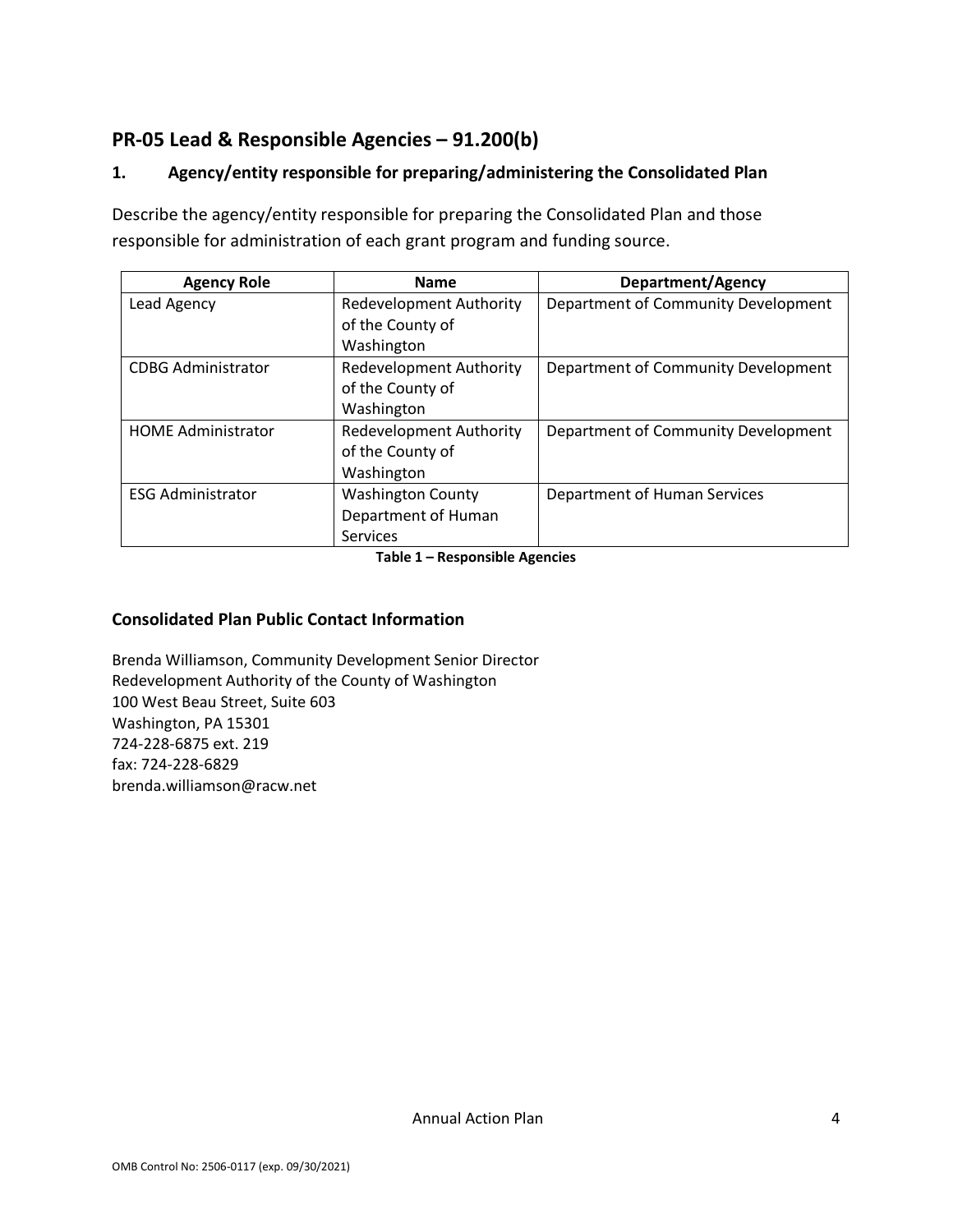## PR-05 Lead & Responsible Agencies – 91.200(b)

### 1. Agency/entity responsible for preparing/administering the Consolidated Plan

Describe the agency/entity responsible for preparing the Consolidated Plan and those responsible for administration of each grant program and funding source.

| Agency Role | Name | Department/Agency |
|---|---|---|
| Lead Agency | Redevelopment Authority of the County of Washington | Department of Community Development |
| CDBG Administrator | Redevelopment Authority of the County of Washington | Department of Community Development |
| HOME Administrator | Redevelopment Authority of the County of Washington | Department of Community Development |
| ESG Administrator | Washington County Department of Human Services | Department of Human Services |

**Table 1 – Responsible Agencies**

### Consolidated Plan Public Contact Information

Brenda Williamson, Community Development Senior Director
Redevelopment Authority of the County of Washington
100 West Beau Street, Suite 603
Washington, PA 15301
724-228-6875 ext. 219
fax: 724-228-6829
brenda.williamson@racw.net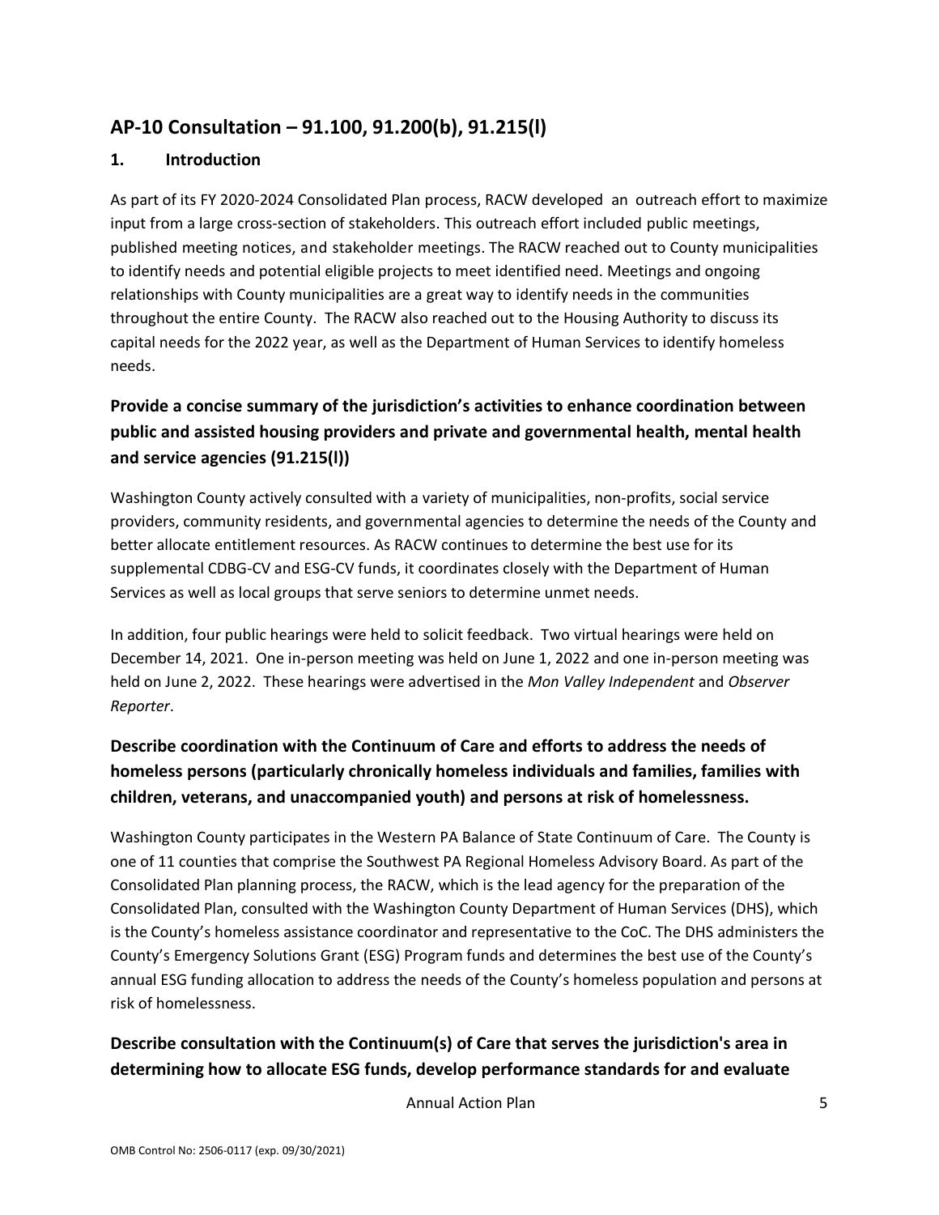## AP-10 Consultation – 91.100, 91.200(b), 91.215(l)

### 1. Introduction

As part of its FY 2020-2024 Consolidated Plan process, RACW developed an outreach effort to maximize input from a large cross-section of stakeholders. This outreach effort included public meetings, published meeting notices, and stakeholder meetings. The RACW reached out to County municipalities to identify needs and potential eligible projects to meet identified need. Meetings and ongoing relationships with County municipalities are a great way to identify needs in the communities throughout the entire County. The RACW also reached out to the Housing Authority to discuss its capital needs for the 2022 year, as well as the Department of Human Services to identify homeless needs.

### Provide a concise summary of the jurisdiction's activities to enhance coordination between public and assisted housing providers and private and governmental health, mental health and service agencies (91.215(l))

Washington County actively consulted with a variety of municipalities, non-profits, social service providers, community residents, and governmental agencies to determine the needs of the County and better allocate entitlement resources. As RACW continues to determine the best use for its supplemental CDBG-CV and ESG-CV funds, it coordinates closely with the Department of Human Services as well as local groups that serve seniors to determine unmet needs.

In addition, four public hearings were held to solicit feedback. Two virtual hearings were held on December 14, 2021. One in-person meeting was held on June 1, 2022 and one in-person meeting was held on June 2, 2022. These hearings were advertised in the *Mon Valley Independent* and *Observer Reporter*.

### Describe coordination with the Continuum of Care and efforts to address the needs of homeless persons (particularly chronically homeless individuals and families, families with children, veterans, and unaccompanied youth) and persons at risk of homelessness.

Washington County participates in the Western PA Balance of State Continuum of Care. The County is one of 11 counties that comprise the Southwest PA Regional Homeless Advisory Board. As part of the Consolidated Plan planning process, the RACW, which is the lead agency for the preparation of the Consolidated Plan, consulted with the Washington County Department of Human Services (DHS), which is the County's homeless assistance coordinator and representative to the CoC. The DHS administers the County's Emergency Solutions Grant (ESG) Program funds and determines the best use of the County's annual ESG funding allocation to address the needs of the County's homeless population and persons at risk of homelessness.

### Describe consultation with the Continuum(s) of Care that serves the jurisdiction's area in determining how to allocate ESG funds, develop performance standards for and evaluate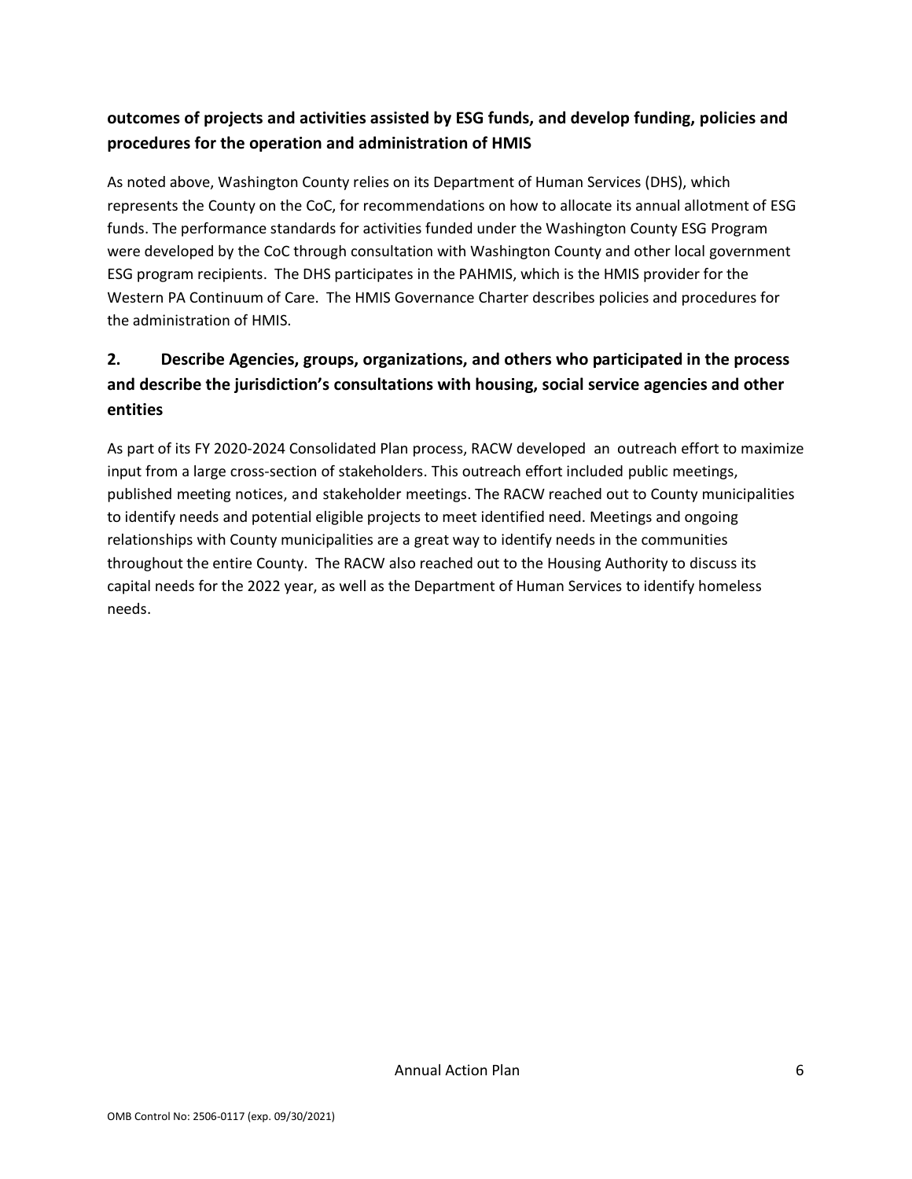**outcomes of projects and activities assisted by ESG funds, and develop funding, policies and procedures for the operation and administration of HMIS**

As noted above, Washington County relies on its Department of Human Services (DHS), which represents the County on the CoC, for recommendations on how to allocate its annual allotment of ESG funds. The performance standards for activities funded under the Washington County ESG Program were developed by the CoC through consultation with Washington County and other local government ESG program recipients. The DHS participates in the PAHMIS, which is the HMIS provider for the Western PA Continuum of Care. The HMIS Governance Charter describes policies and procedures for the administration of HMIS.

## 2. Describe Agencies, groups, organizations, and others who participated in the process and describe the jurisdiction's consultations with housing, social service agencies and other entities

As part of its FY 2020-2024 Consolidated Plan process, RACW developed an outreach effort to maximize input from a large cross-section of stakeholders. This outreach effort included public meetings, published meeting notices, and stakeholder meetings. The RACW reached out to County municipalities to identify needs and potential eligible projects to meet identified need. Meetings and ongoing relationships with County municipalities are a great way to identify needs in the communities throughout the entire County. The RACW also reached out to the Housing Authority to discuss its capital needs for the 2022 year, as well as the Department of Human Services to identify homeless needs.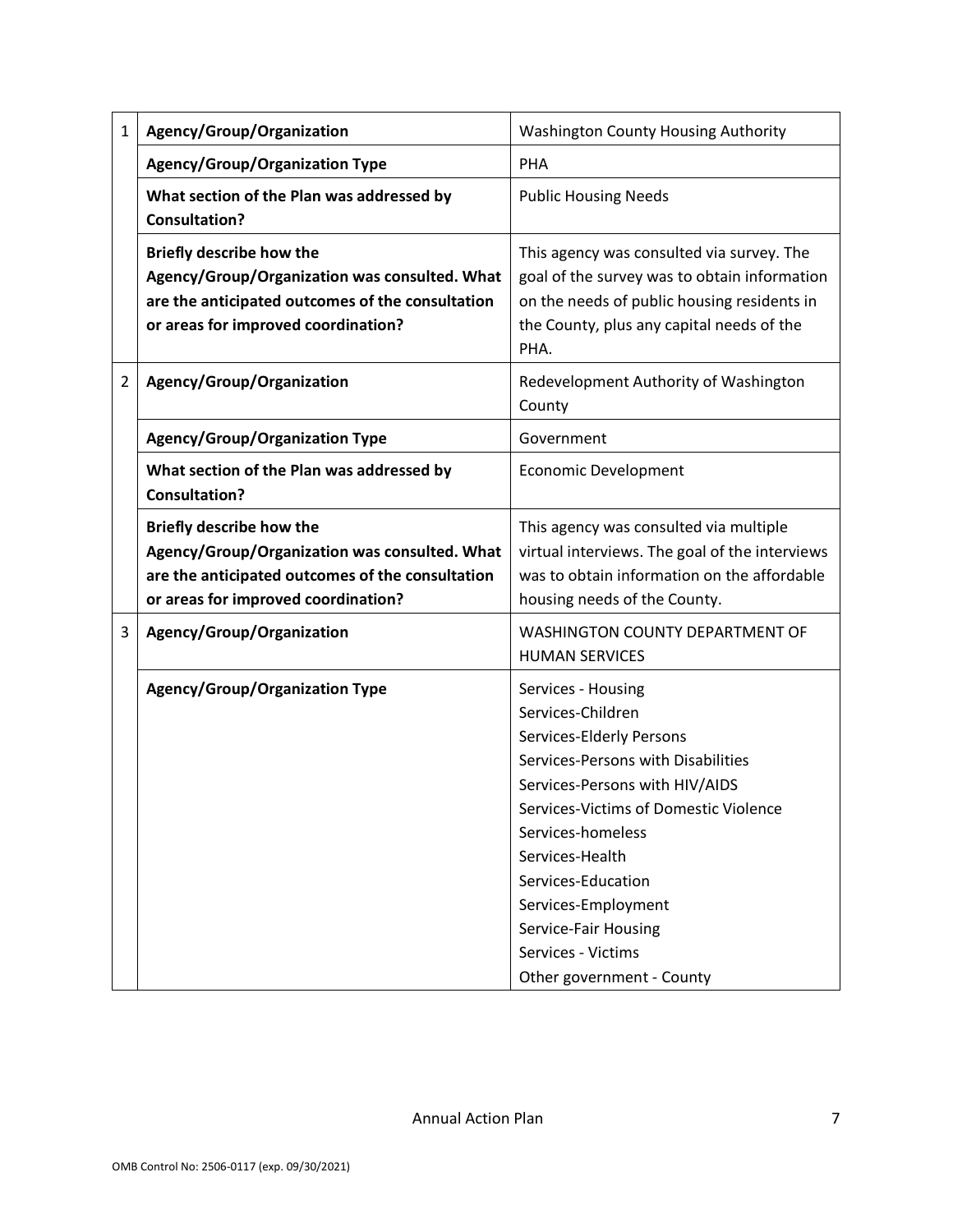| | | |
|---|---|---|
| 1 | **Agency/Group/Organization** | Washington County Housing Authority |
| | **Agency/Group/Organization Type** | PHA |
| | **What section of the Plan was addressed by Consultation?** | Public Housing Needs |
| | **Briefly describe how the Agency/Group/Organization was consulted. What are the anticipated outcomes of the consultation or areas for improved coordination?** | This agency was consulted via survey. The goal of the survey was to obtain information on the needs of public housing residents in the County, plus any capital needs of the PHA. |
| 2 | **Agency/Group/Organization** | Redevelopment Authority of Washington County |
| | **Agency/Group/Organization Type** | Government |
| | **What section of the Plan was addressed by Consultation?** | Economic Development |
| | **Briefly describe how the Agency/Group/Organization was consulted. What are the anticipated outcomes of the consultation or areas for improved coordination?** | This agency was consulted via multiple virtual interviews. The goal of the interviews was to obtain information on the affordable housing needs of the County. |
| 3 | **Agency/Group/Organization** | WASHINGTON COUNTY DEPARTMENT OF HUMAN SERVICES |
| | **Agency/Group/Organization Type** | Services - Housing<br>Services-Children<br>Services-Elderly Persons<br>Services-Persons with Disabilities<br>Services-Persons with HIV/AIDS<br>Services-Victims of Domestic Violence<br>Services-homeless<br>Services-Health<br>Services-Education<br>Services-Employment<br>Service-Fair Housing<br>Services - Victims<br>Other government - County |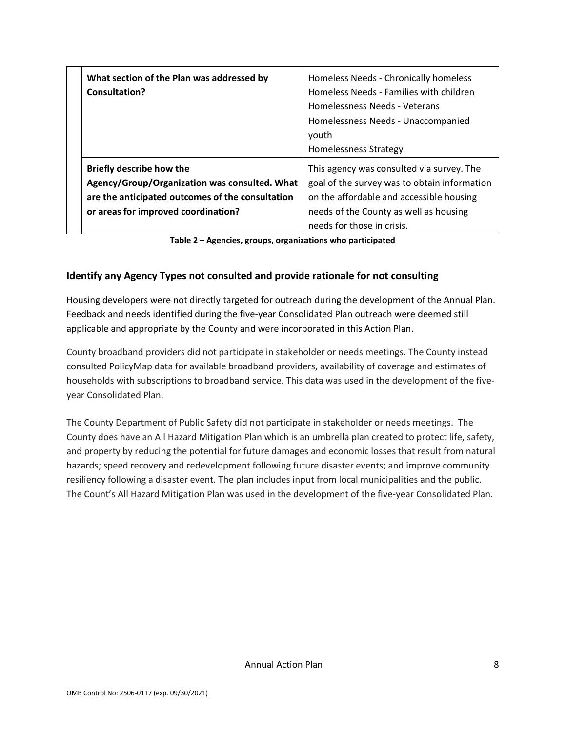| What section of the Plan was addressed by Consultation? | Homeless Needs - Chronically homeless<br>Homeless Needs - Families with children<br>Homelessness Needs - Veterans<br>Homelessness Needs - Unaccompanied youth<br>Homelessness Strategy |
|---|---|
| **Briefly describe how the Agency/Group/Organization was consulted. What are the anticipated outcomes of the consultation or areas for improved coordination?** | This agency was consulted via survey. The goal of the survey was to obtain information on the affordable and accessible housing needs of the County as well as housing needs for those in crisis. |

**Table 2 – Agencies, groups, organizations who participated**

## Identify any Agency Types not consulted and provide rationale for not consulting

Housing developers were not directly targeted for outreach during the development of the Annual Plan. Feedback and needs identified during the five-year Consolidated Plan outreach were deemed still applicable and appropriate by the County and were incorporated in this Action Plan.

County broadband providers did not participate in stakeholder or needs meetings. The County instead consulted PolicyMap data for available broadband providers, availability of coverage and estimates of households with subscriptions to broadband service. This data was used in the development of the five-year Consolidated Plan.

The County Department of Public Safety did not participate in stakeholder or needs meetings. The County does have an All Hazard Mitigation Plan which is an umbrella plan created to protect life, safety, and property by reducing the potential for future damages and economic losses that result from natural hazards; speed recovery and redevelopment following future disaster events; and improve community resiliency following a disaster event. The plan includes input from local municipalities and the public. The Count's All Hazard Mitigation Plan was used in the development of the five-year Consolidated Plan.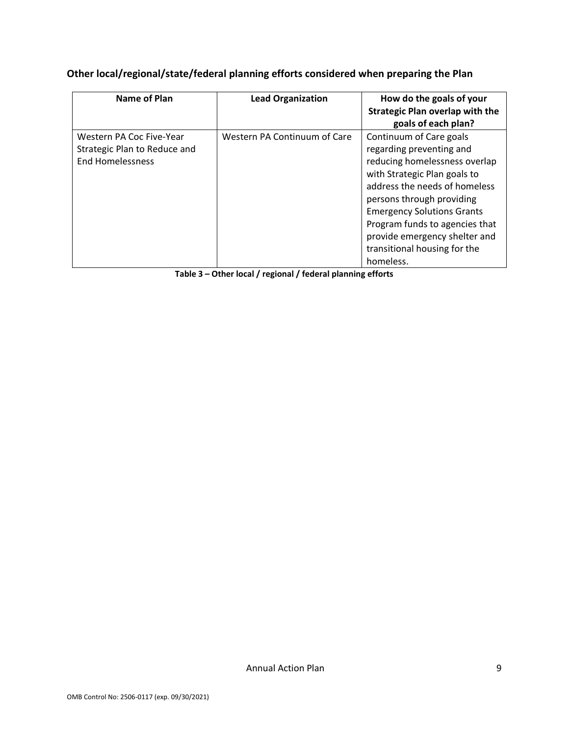**Other local/regional/state/federal planning efforts considered when preparing the Plan**

| Name of Plan | Lead Organization | How do the goals of your Strategic Plan overlap with the goals of each plan? |
|---|---|---|
| Western PA Coc Five-Year Strategic Plan to Reduce and End Homelessness | Western PA Continuum of Care | Continuum of Care goals regarding preventing and reducing homelessness overlap with Strategic Plan goals to address the needs of homeless persons through providing Emergency Solutions Grants Program funds to agencies that provide emergency shelter and transitional housing for the homeless. |

**Table 3 – Other local / regional / federal planning efforts**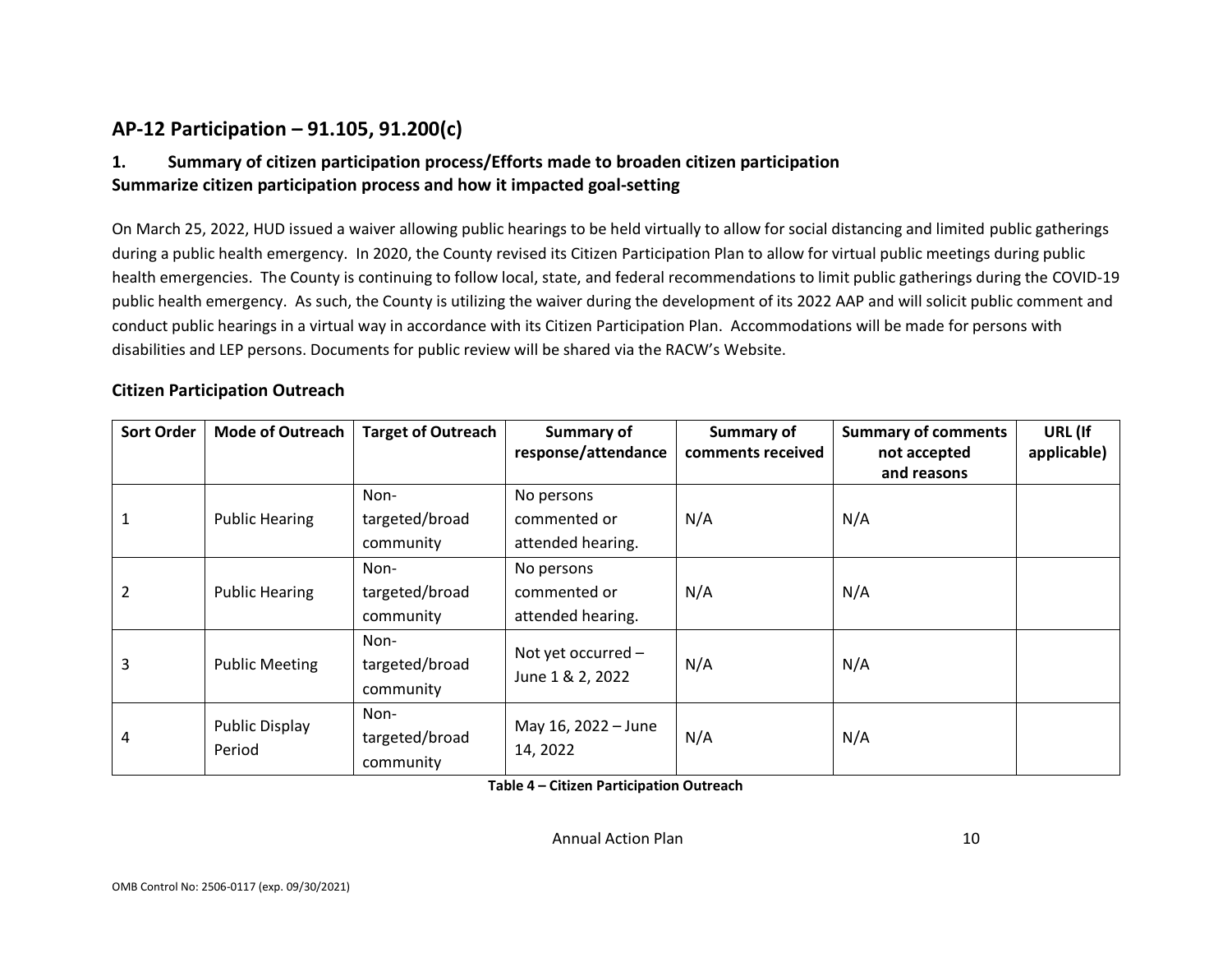## AP-12 Participation – 91.105, 91.200(c)

### 1. Summary of citizen participation process/Efforts made to broaden citizen participation

**Summarize citizen participation process and how it impacted goal-setting**

On March 25, 2022, HUD issued a waiver allowing public hearings to be held virtually to allow for social distancing and limited public gatherings during a public health emergency. In 2020, the County revised its Citizen Participation Plan to allow for virtual public meetings during public health emergencies. The County is continuing to follow local, state, and federal recommendations to limit public gatherings during the COVID-19 public health emergency. As such, the County is utilizing the waiver during the development of its 2022 AAP and will solicit public comment and conduct public hearings in a virtual way in accordance with its Citizen Participation Plan. Accommodations will be made for persons with disabilities and LEP persons. Documents for public review will be shared via the RACW's Website.

### Citizen Participation Outreach

| Sort Order | Mode of Outreach | Target of Outreach | Summary of response/attendance | Summary of comments received | Summary of comments not accepted and reasons | URL (If applicable) |
|---|---|---|---|---|---|---|
| 1 | Public Hearing | Non-targeted/broad community | No persons commented or attended hearing. | N/A | N/A | |
| 2 | Public Hearing | Non-targeted/broad community | No persons commented or attended hearing. | N/A | N/A | |
| 3 | Public Meeting | Non-targeted/broad community | Not yet occurred – June 1 & 2, 2022 | N/A | N/A | |
| 4 | Public Display Period | Non-targeted/broad community | May 16, 2022 – June 14, 2022 | N/A | N/A | |

**Table 4 – Citizen Participation Outreach**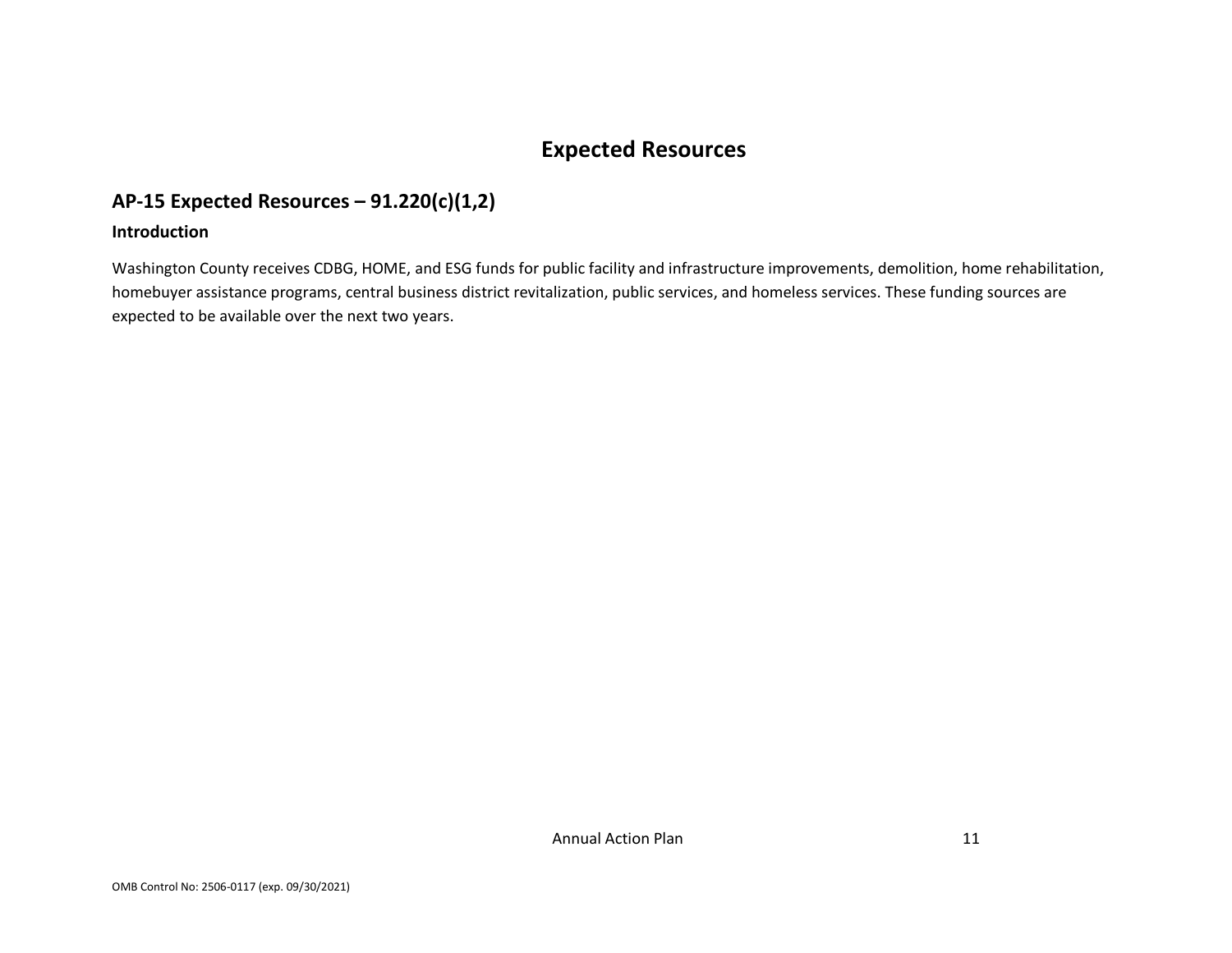# Expected Resources

## AP-15 Expected Resources – 91.220(c)(1,2)

### Introduction

Washington County receives CDBG, HOME, and ESG funds for public facility and infrastructure improvements, demolition, home rehabilitation, homebuyer assistance programs, central business district revitalization, public services, and homeless services. These funding sources are expected to be available over the next two years.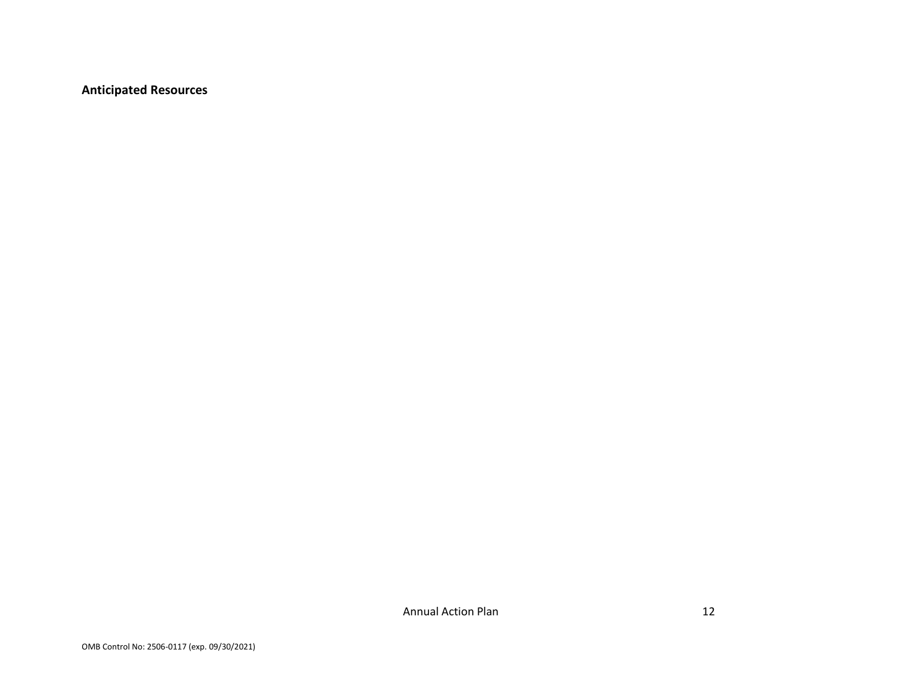**Anticipated Resources**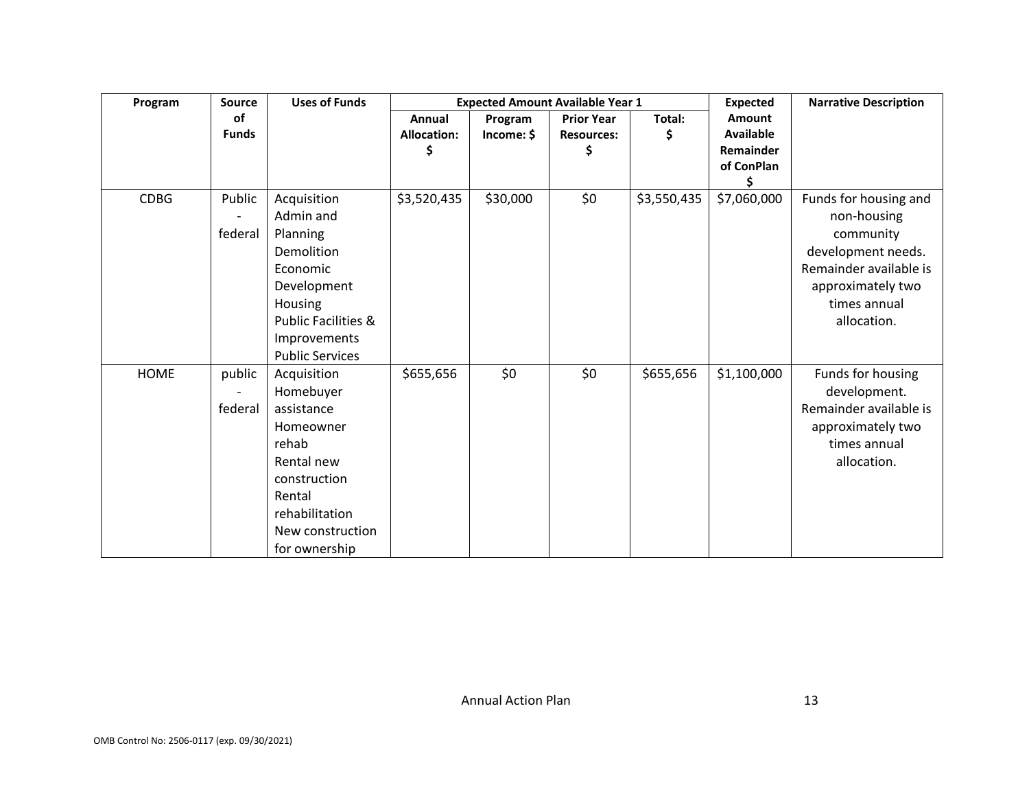| Program | Source of Funds | Uses of Funds | Expected Amount Available Year 1 | | | | Expected Amount Available Remainder of ConPlan $ | Narrative Description |
|---|---|---|---|---|---|---|---|---|
| | | | Annual Allocation: $ | Program Income: $ | Prior Year Resources: $ | Total: $ | | |
| CDBG | Public - federal | Acquisition<br>Admin and Planning<br>Demolition<br>Economic Development<br>Housing<br>Public Facilities & Improvements<br>Public Services | $3,520,435 | $30,000 | $0 | $3,550,435 | $7,060,000 | Funds for housing and non-housing community development needs. Remainder available is approximately two times annual allocation. |
| HOME | public - federal | Acquisition<br>Homebuyer assistance<br>Homeowner rehab<br>Rental new construction<br>Rental rehabilitation<br>New construction for ownership | $655,656 | $0 | $0 | $655,656 | $1,100,000 | Funds for housing development. Remainder available is approximately two times annual allocation. |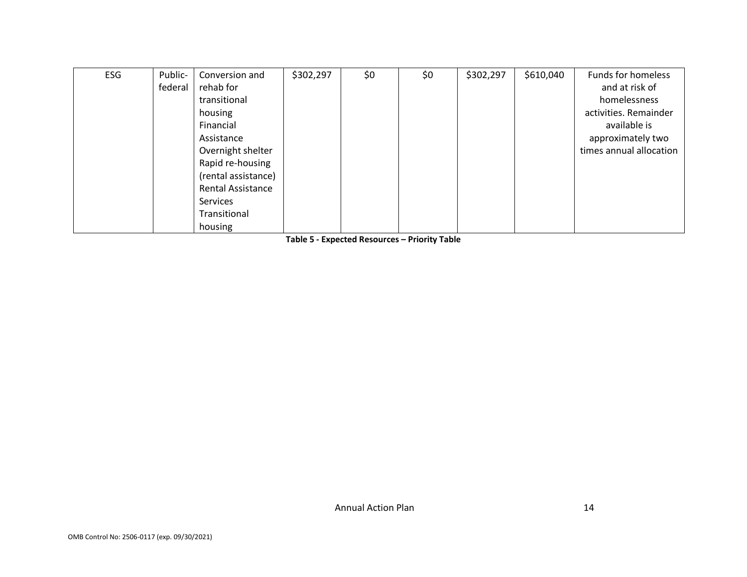| ESG | Public-federal | Conversion and rehab for transitional housing<br>Financial Assistance<br>Overnight shelter<br>Rapid re-housing (rental assistance)<br>Rental Assistance<br>Services<br>Transitional housing | $302,297 | $0 | $0 | $302,297 | $610,040 | Funds for homeless and at risk of homelessness activities. Remainder available is approximately two times annual allocation |
|---|---|---|---|---|---|---|---|---|

**Table 5 - Expected Resources – Priority Table**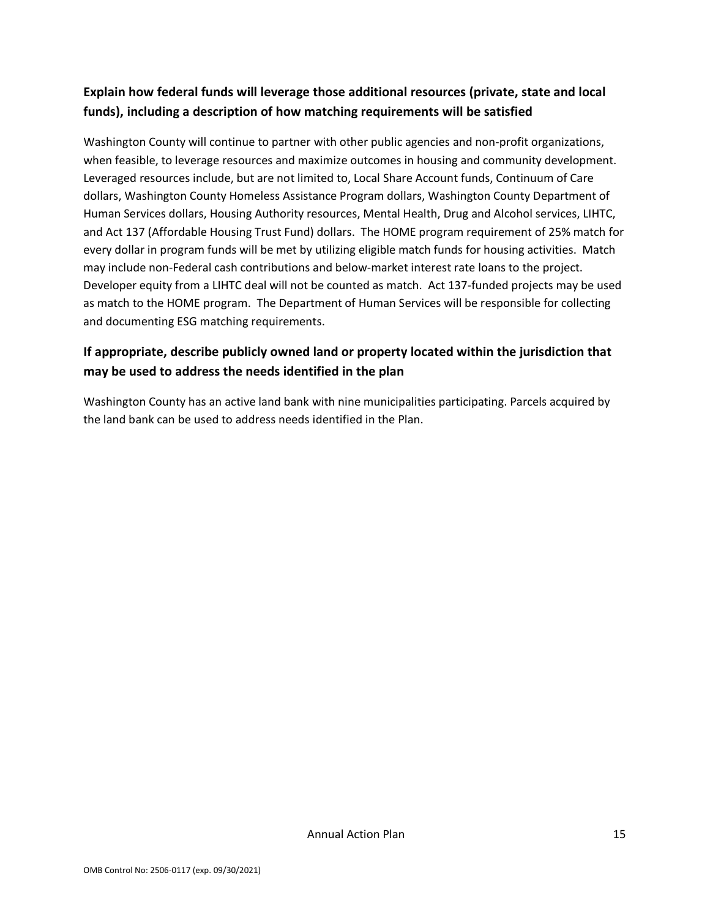**Explain how federal funds will leverage those additional resources (private, state and local funds), including a description of how matching requirements will be satisfied**

Washington County will continue to partner with other public agencies and non-profit organizations, when feasible, to leverage resources and maximize outcomes in housing and community development. Leveraged resources include, but are not limited to, Local Share Account funds, Continuum of Care dollars, Washington County Homeless Assistance Program dollars, Washington County Department of Human Services dollars, Housing Authority resources, Mental Health, Drug and Alcohol services, LIHTC, and Act 137 (Affordable Housing Trust Fund) dollars. The HOME program requirement of 25% match for every dollar in program funds will be met by utilizing eligible match funds for housing activities. Match may include non-Federal cash contributions and below-market interest rate loans to the project. Developer equity from a LIHTC deal will not be counted as match. Act 137-funded projects may be used as match to the HOME program. The Department of Human Services will be responsible for collecting and documenting ESG matching requirements.

**If appropriate, describe publicly owned land or property located within the jurisdiction that may be used to address the needs identified in the plan**

Washington County has an active land bank with nine municipalities participating. Parcels acquired by the land bank can be used to address needs identified in the Plan.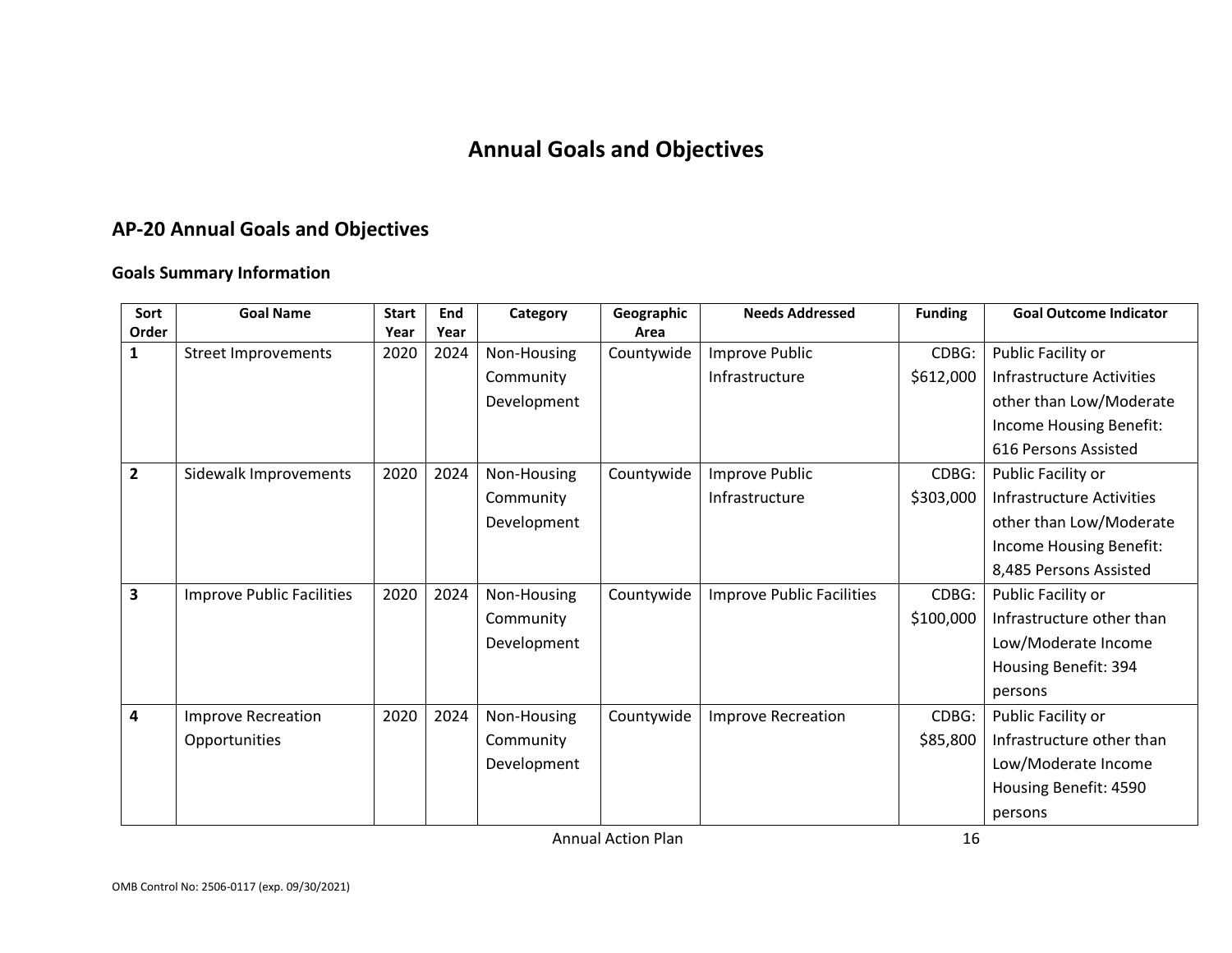# Annual Goals and Objectives

## AP-20 Annual Goals and Objectives

### Goals Summary Information

| Sort Order | Goal Name | Start Year | End Year | Category | Geographic Area | Needs Addressed | Funding | Goal Outcome Indicator |
|---|---|---|---|---|---|---|---|---|
| 1 | Street Improvements | 2020 | 2024 | Non-Housing Community Development | Countywide | Improve Public Infrastructure | CDBG: $612,000 | Public Facility or Infrastructure Activities other than Low/Moderate Income Housing Benefit: 616 Persons Assisted |
| 2 | Sidewalk Improvements | 2020 | 2024 | Non-Housing Community Development | Countywide | Improve Public Infrastructure | CDBG: $303,000 | Public Facility or Infrastructure Activities other than Low/Moderate Income Housing Benefit: 8,485 Persons Assisted |
| 3 | Improve Public Facilities | 2020 | 2024 | Non-Housing Community Development | Countywide | Improve Public Facilities | CDBG: $100,000 | Public Facility or Infrastructure other than Low/Moderate Income Housing Benefit: 394 persons |
| 4 | Improve Recreation Opportunities | 2020 | 2024 | Non-Housing Community Development | Countywide | Improve Recreation | CDBG: $85,800 | Public Facility or Infrastructure other than Low/Moderate Income Housing Benefit: 4590 persons |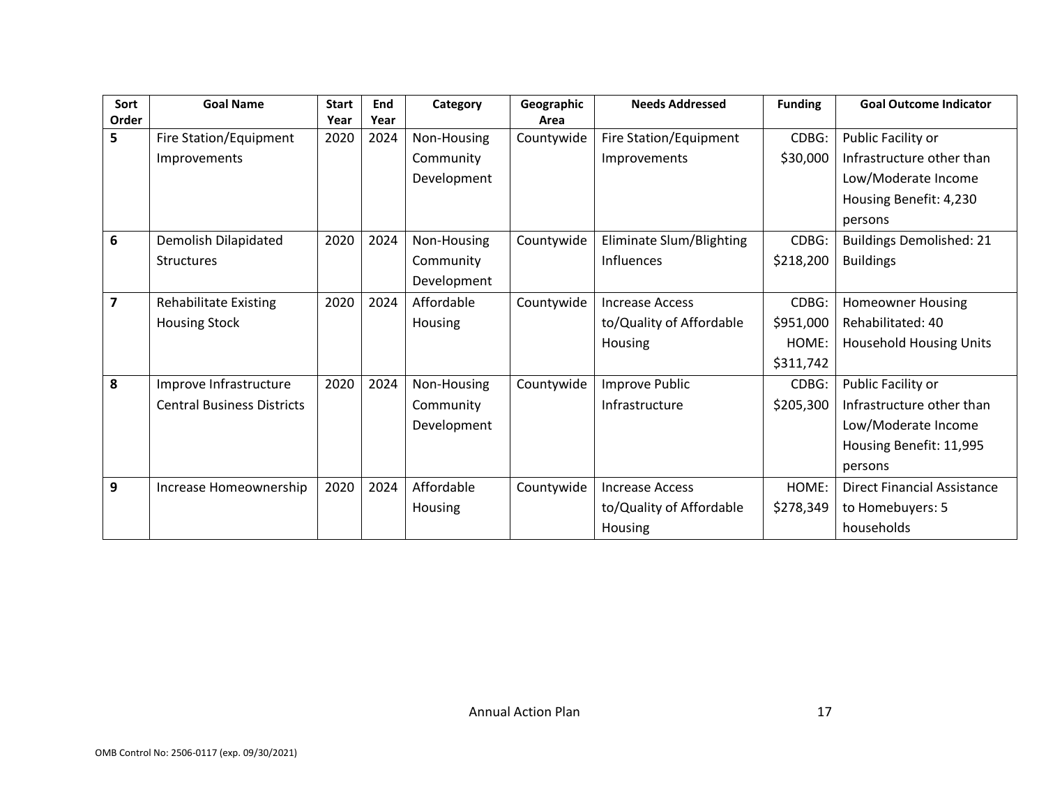| Sort Order | Goal Name | Start Year | End Year | Category | Geographic Area | Needs Addressed | Funding | Goal Outcome Indicator |
|---|---|---|---|---|---|---|---|---|
| 5 | Fire Station/Equipment Improvements | 2020 | 2024 | Non-Housing Community Development | Countywide | Fire Station/Equipment Improvements | CDBG: $30,000 | Public Facility or Infrastructure other than Low/Moderate Income Housing Benefit: 4,230 persons |
| 6 | Demolish Dilapidated Structures | 2020 | 2024 | Non-Housing Community Development | Countywide | Eliminate Slum/Blighting Influences | CDBG: $218,200 | Buildings Demolished: 21 Buildings |
| 7 | Rehabilitate Existing Housing Stock | 2020 | 2024 | Affordable Housing | Countywide | Increase Access to/Quality of Affordable Housing | CDBG: $951,000 HOME: $311,742 | Homeowner Housing Rehabilitated: 40 Household Housing Units |
| 8 | Improve Infrastructure Central Business Districts | 2020 | 2024 | Non-Housing Community Development | Countywide | Improve Public Infrastructure | CDBG: $205,300 | Public Facility or Infrastructure other than Low/Moderate Income Housing Benefit: 11,995 persons |
| 9 | Increase Homeownership | 2020 | 2024 | Affordable Housing | Countywide | Increase Access to/Quality of Affordable Housing | HOME: $278,349 | Direct Financial Assistance to Homebuyers: 5 households |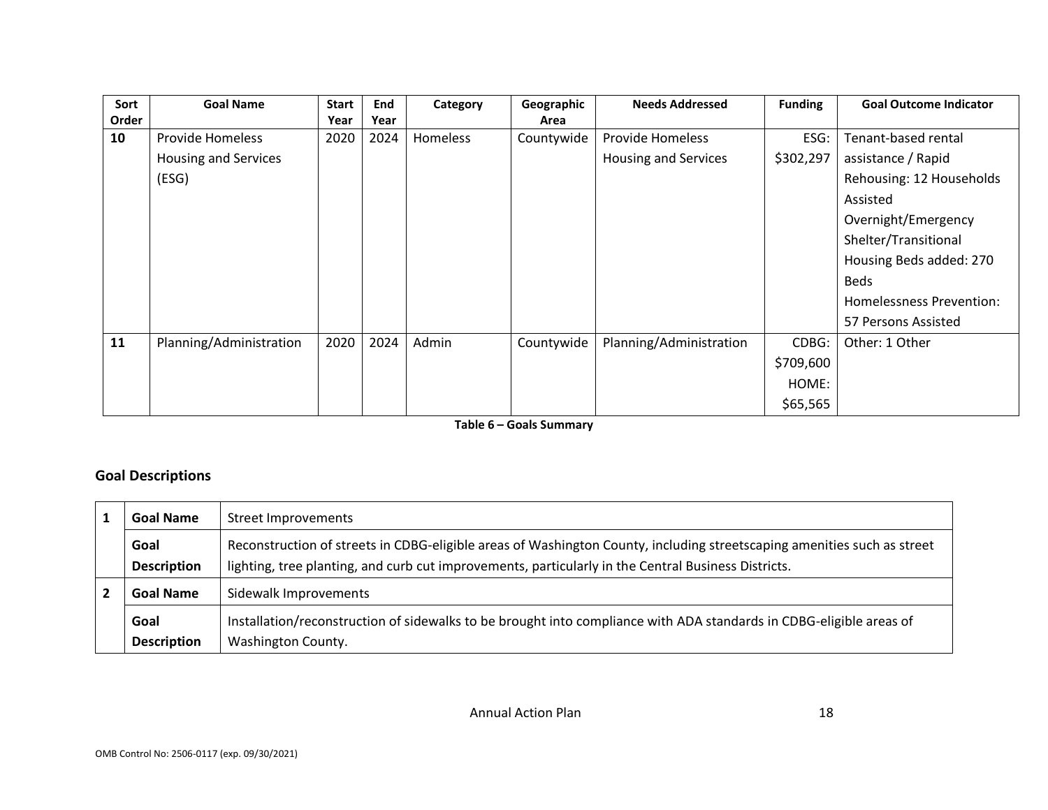| Sort Order | Goal Name | Start Year | End Year | Category | Geographic Area | Needs Addressed | Funding | Goal Outcome Indicator |
|---|---|---|---|---|---|---|---|---|
| 10 | Provide Homeless Housing and Services (ESG) | 2020 | 2024 | Homeless | Countywide | Provide Homeless Housing and Services | ESG: $302,297 | Tenant-based rental assistance / Rapid Rehousing: 12 Households Assisted Overnight/Emergency Shelter/Transitional Housing Beds added: 270 Beds Homelessness Prevention: 57 Persons Assisted |
| 11 | Planning/Administration | 2020 | 2024 | Admin | Countywide | Planning/Administration | CDBG: $709,600 HOME: $65,565 | Other: 1 Other |

**Table 6 – Goals Summary**

## Goal Descriptions

| | | |
|---|---|---|
| 1 | **Goal Name** | Street Improvements |
| | **Goal Description** | Reconstruction of streets in CDBG-eligible areas of Washington County, including streetscaping amenities such as street lighting, tree planting, and curb cut improvements, particularly in the Central Business Districts. |
| 2 | **Goal Name** | Sidewalk Improvements |
| | **Goal Description** | Installation/reconstruction of sidewalks to be brought into compliance with ADA standards in CDBG-eligible areas of Washington County. |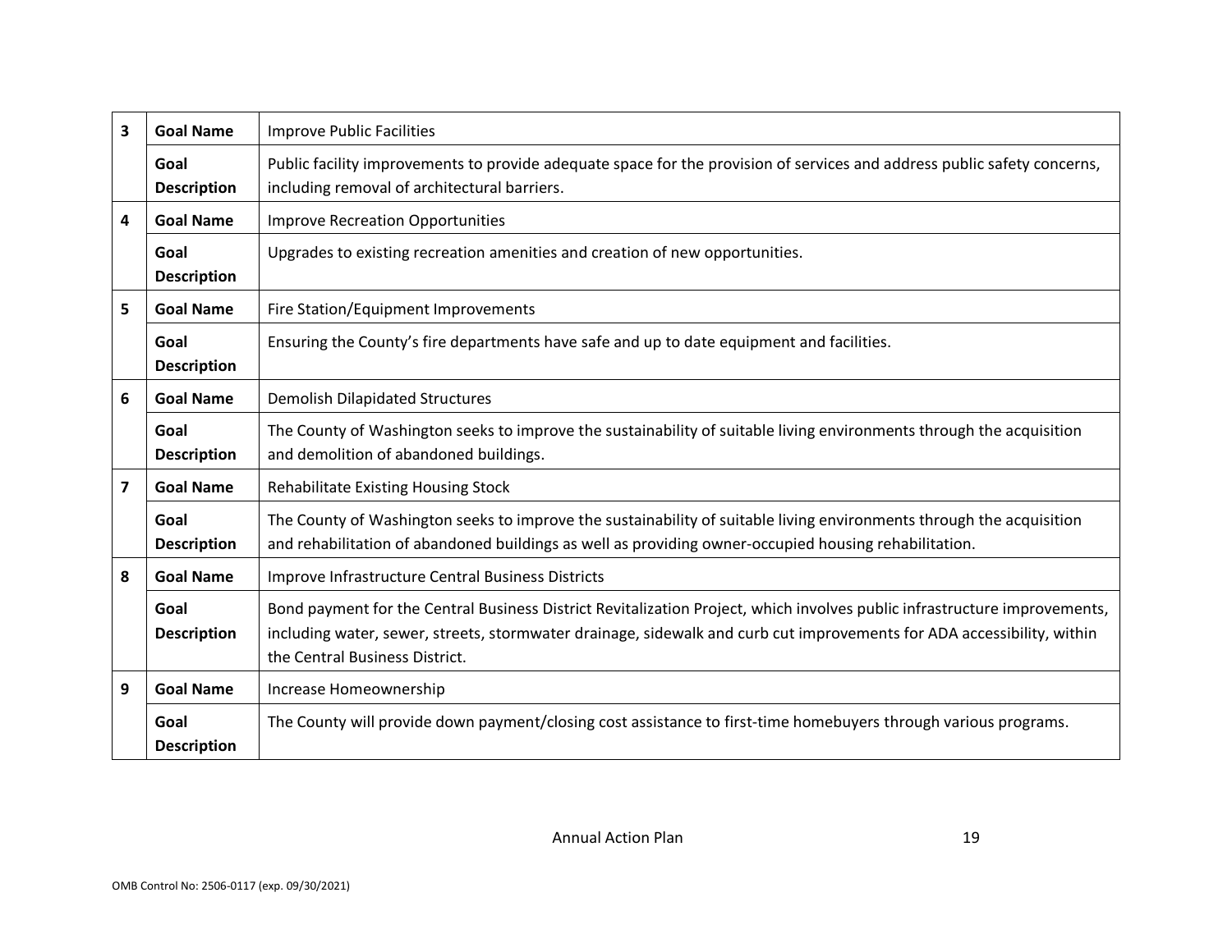| | | |
|---|---|---|
| **3** | **Goal Name** | Improve Public Facilities |
| | **Goal Description** | Public facility improvements to provide adequate space for the provision of services and address public safety concerns, including removal of architectural barriers. |
| **4** | **Goal Name** | Improve Recreation Opportunities |
| | **Goal Description** | Upgrades to existing recreation amenities and creation of new opportunities. |
| **5** | **Goal Name** | Fire Station/Equipment Improvements |
| | **Goal Description** | Ensuring the County's fire departments have safe and up to date equipment and facilities. |
| **6** | **Goal Name** | Demolish Dilapidated Structures |
| | **Goal Description** | The County of Washington seeks to improve the sustainability of suitable living environments through the acquisition and demolition of abandoned buildings. |
| **7** | **Goal Name** | Rehabilitate Existing Housing Stock |
| | **Goal Description** | The County of Washington seeks to improve the sustainability of suitable living environments through the acquisition and rehabilitation of abandoned buildings as well as providing owner-occupied housing rehabilitation. |
| **8** | **Goal Name** | Improve Infrastructure Central Business Districts |
| | **Goal Description** | Bond payment for the Central Business District Revitalization Project, which involves public infrastructure improvements, including water, sewer, streets, stormwater drainage, sidewalk and curb cut improvements for ADA accessibility, within the Central Business District. |
| **9** | **Goal Name** | Increase Homeownership |
| | **Goal Description** | The County will provide down payment/closing cost assistance to first-time homebuyers through various programs. |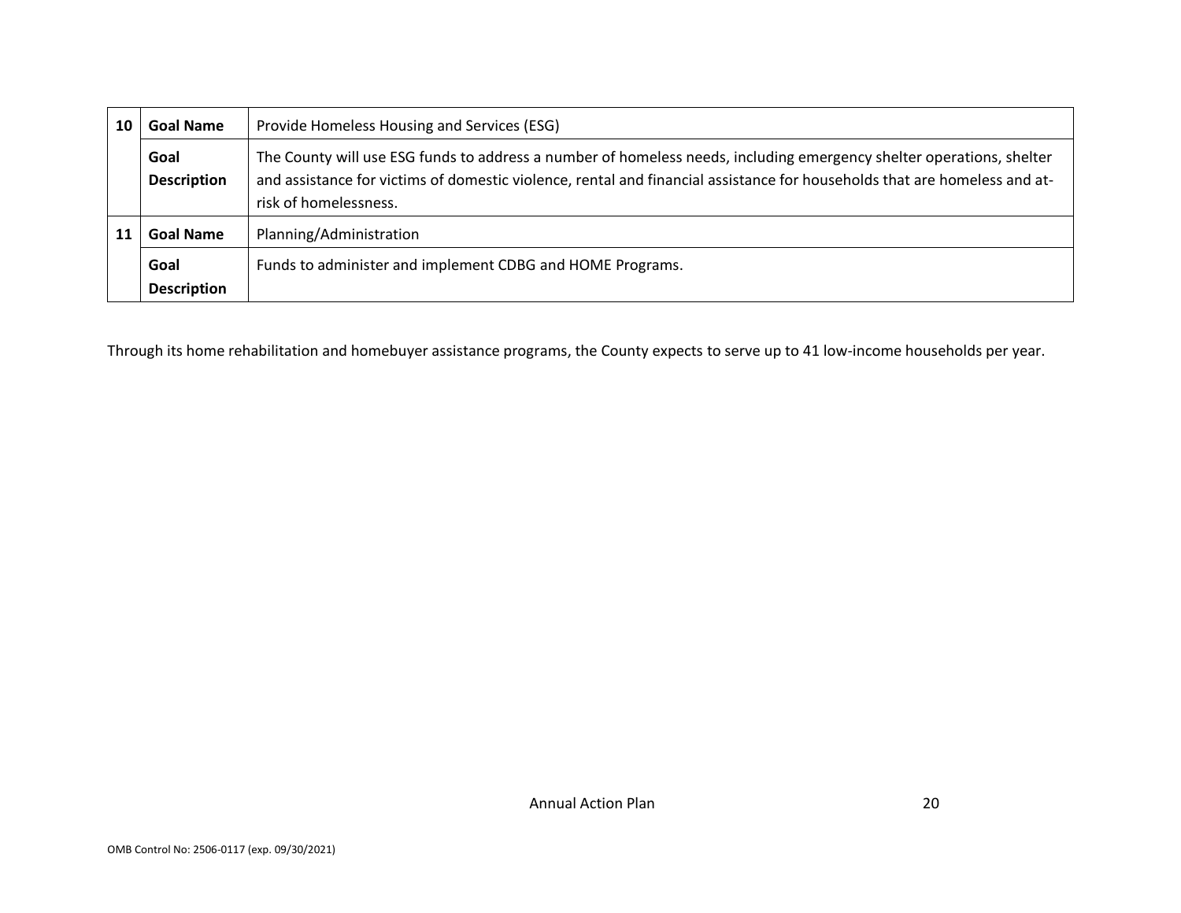| | | |
|---|---|---|
| 10 | **Goal Name** | Provide Homeless Housing and Services (ESG) |
| | **Goal Description** | The County will use ESG funds to address a number of homeless needs, including emergency shelter operations, shelter and assistance for victims of domestic violence, rental and financial assistance for households that are homeless and at-risk of homelessness. |
| 11 | **Goal Name** | Planning/Administration |
| | **Goal Description** | Funds to administer and implement CDBG and HOME Programs. |

Through its home rehabilitation and homebuyer assistance programs, the County expects to serve up to 41 low-income households per year.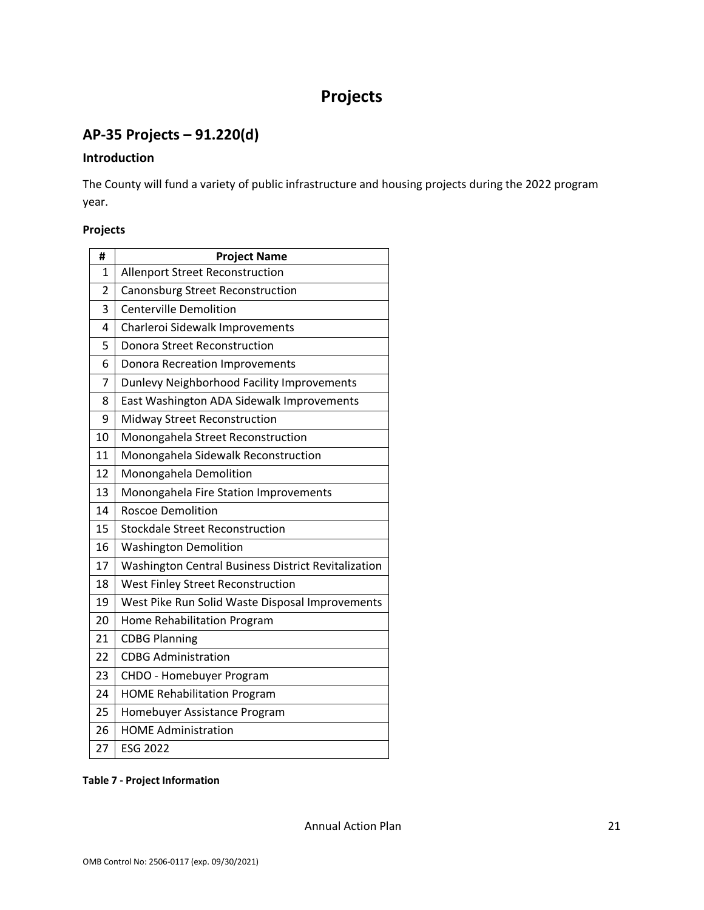# Projects

## AP-35 Projects – 91.220(d)

### Introduction

The County will fund a variety of public infrastructure and housing projects during the 2022 program year.

**Projects**

| # | Project Name |
|---|---|
| 1 | Allenport Street Reconstruction |
| 2 | Canonsburg Street Reconstruction |
| 3 | Centerville Demolition |
| 4 | Charleroi Sidewalk Improvements |
| 5 | Donora Street Reconstruction |
| 6 | Donora Recreation Improvements |
| 7 | Dunlevy Neighborhood Facility Improvements |
| 8 | East Washington ADA Sidewalk Improvements |
| 9 | Midway Street Reconstruction |
| 10 | Monongahela Street Reconstruction |
| 11 | Monongahela Sidewalk Reconstruction |
| 12 | Monongahela Demolition |
| 13 | Monongahela Fire Station Improvements |
| 14 | Roscoe Demolition |
| 15 | Stockdale Street Reconstruction |
| 16 | Washington Demolition |
| 17 | Washington Central Business District Revitalization |
| 18 | West Finley Street Reconstruction |
| 19 | West Pike Run Solid Waste Disposal Improvements |
| 20 | Home Rehabilitation Program |
| 21 | CDBG Planning |
| 22 | CDBG Administration |
| 23 | CHDO - Homebuyer Program |
| 24 | HOME Rehabilitation Program |
| 25 | Homebuyer Assistance Program |
| 26 | HOME Administration |
| 27 | ESG 2022 |

**Table 7 - Project Information**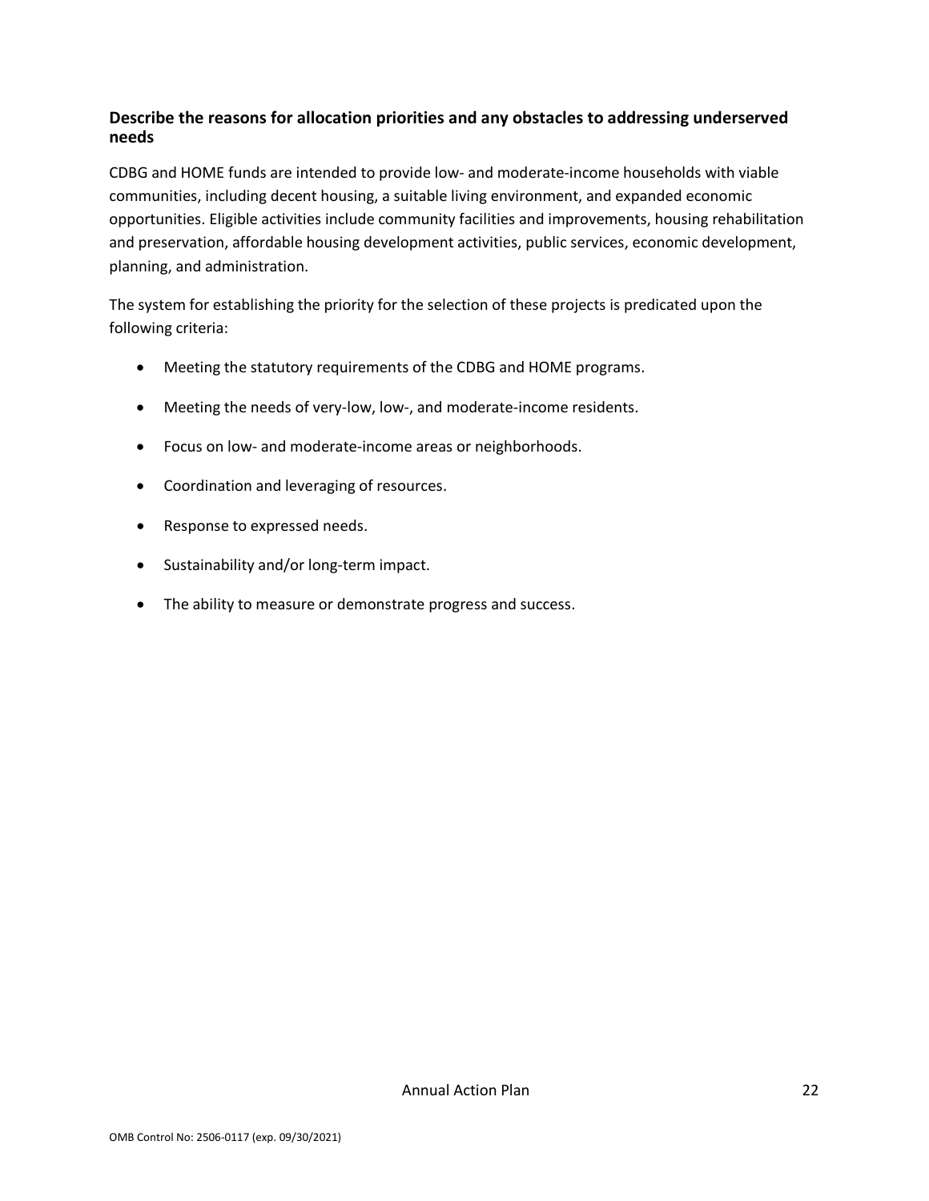### Describe the reasons for allocation priorities and any obstacles to addressing underserved needs

CDBG and HOME funds are intended to provide low- and moderate-income households with viable communities, including decent housing, a suitable living environment, and expanded economic opportunities. Eligible activities include community facilities and improvements, housing rehabilitation and preservation, affordable housing development activities, public services, economic development, planning, and administration.

The system for establishing the priority for the selection of these projects is predicated upon the following criteria:

- Meeting the statutory requirements of the CDBG and HOME programs.
- Meeting the needs of very-low, low-, and moderate-income residents.
- Focus on low- and moderate-income areas or neighborhoods.
- Coordination and leveraging of resources.
- Response to expressed needs.
- Sustainability and/or long-term impact.
- The ability to measure or demonstrate progress and success.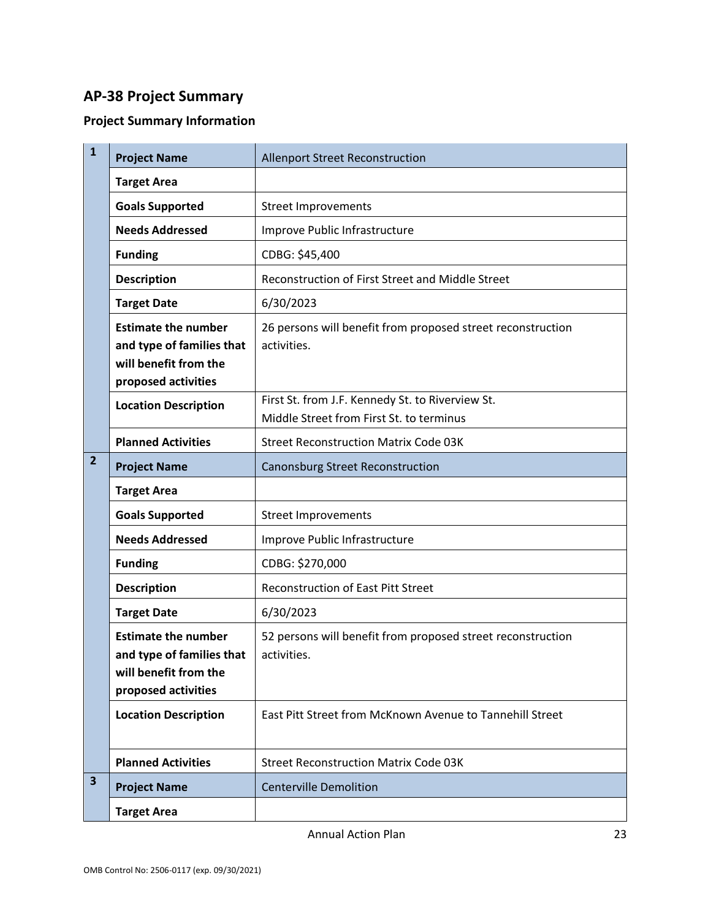## AP-38 Project Summary

### Project Summary Information

| | | |
|---|---|---|
| **1** | **Project Name** | Allenport Street Reconstruction |
| | **Target Area** | |
| | **Goals Supported** | Street Improvements |
| | **Needs Addressed** | Improve Public Infrastructure |
| | **Funding** | CDBG: $45,400 |
| | **Description** | Reconstruction of First Street and Middle Street |
| | **Target Date** | 6/30/2023 |
| | **Estimate the number and type of families that will benefit from the proposed activities** | 26 persons will benefit from proposed street reconstruction activities. |
| | **Location Description** | First St. from J.F. Kennedy St. to Riverview St.<br>Middle Street from First St. to terminus |
| | **Planned Activities** | Street Reconstruction Matrix Code 03K |
| **2** | **Project Name** | Canonsburg Street Reconstruction |
| | **Target Area** | |
| | **Goals Supported** | Street Improvements |
| | **Needs Addressed** | Improve Public Infrastructure |
| | **Funding** | CDBG: $270,000 |
| | **Description** | Reconstruction of East Pitt Street |
| | **Target Date** | 6/30/2023 |
| | **Estimate the number and type of families that will benefit from the proposed activities** | 52 persons will benefit from proposed street reconstruction activities. |
| | **Location Description** | East Pitt Street from McKnown Avenue to Tannehill Street |
| | **Planned Activities** | Street Reconstruction Matrix Code 03K |
| **3** | **Project Name** | Centerville Demolition |
| | **Target Area** | |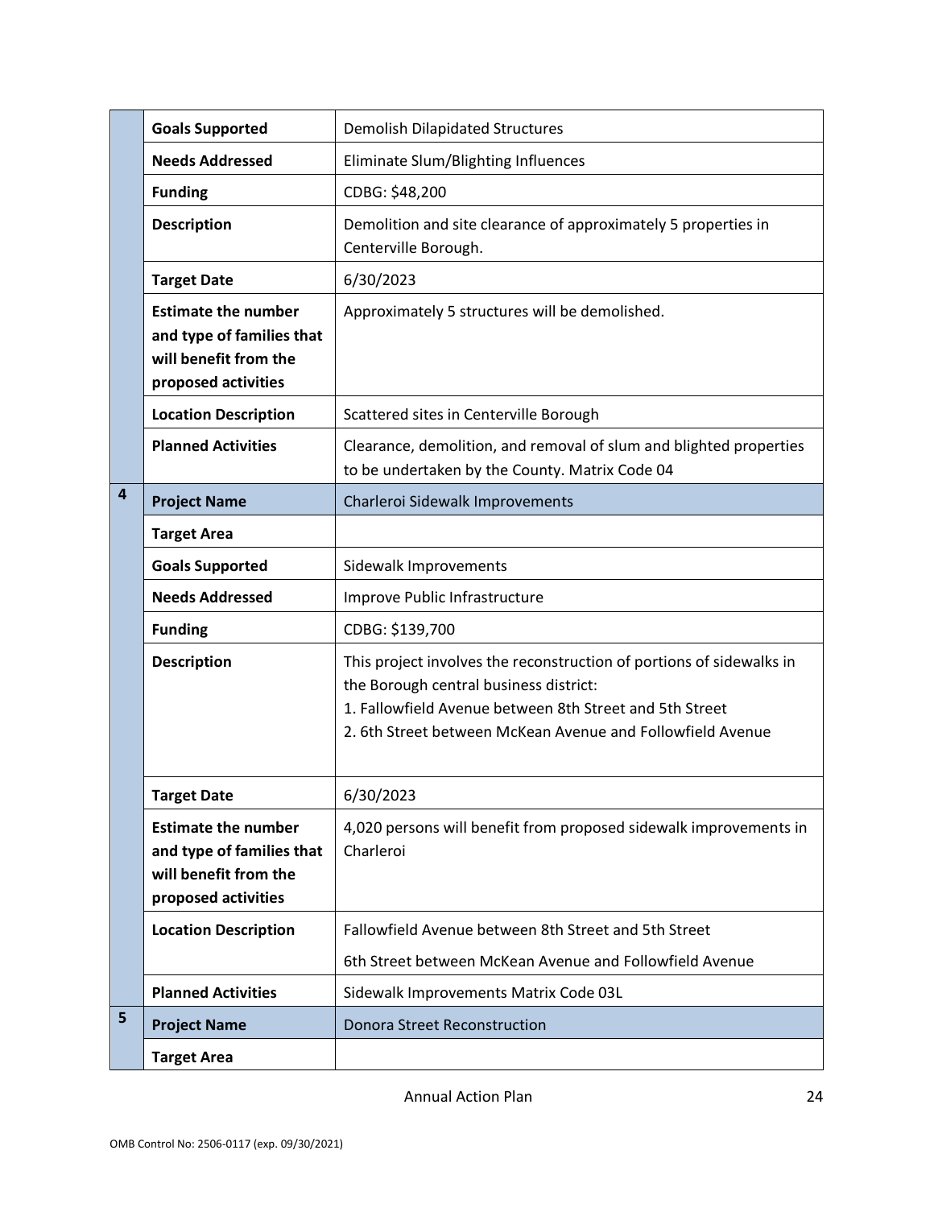| | | |
|---|---|---|
| | **Goals Supported** | Demolish Dilapidated Structures |
| | **Needs Addressed** | Eliminate Slum/Blighting Influences |
| | **Funding** | CDBG: $48,200 |
| | **Description** | Demolition and site clearance of approximately 5 properties in Centerville Borough. |
| | **Target Date** | 6/30/2023 |
| | **Estimate the number and type of families that will benefit from the proposed activities** | Approximately 5 structures will be demolished. |
| | **Location Description** | Scattered sites in Centerville Borough |
| | **Planned Activities** | Clearance, demolition, and removal of slum and blighted properties to be undertaken by the County. Matrix Code 04 |
| **4** | **Project Name** | Charleroi Sidewalk Improvements |
| | **Target Area** | |
| | **Goals Supported** | Sidewalk Improvements |
| | **Needs Addressed** | Improve Public Infrastructure |
| | **Funding** | CDBG: $139,700 |
| | **Description** | This project involves the reconstruction of portions of sidewalks in the Borough central business district:<br>1. Fallowfield Avenue between 8th Street and 5th Street<br>2. 6th Street between McKean Avenue and Followfield Avenue |
| | **Target Date** | 6/30/2023 |
| | **Estimate the number and type of families that will benefit from the proposed activities** | 4,020 persons will benefit from proposed sidewalk improvements in Charleroi |
| | **Location Description** | Fallowfield Avenue between 8th Street and 5th Street<br>6th Street between McKean Avenue and Followfield Avenue |
| | **Planned Activities** | Sidewalk Improvements Matrix Code 03L |
| **5** | **Project Name** | Donora Street Reconstruction |
| | **Target Area** | |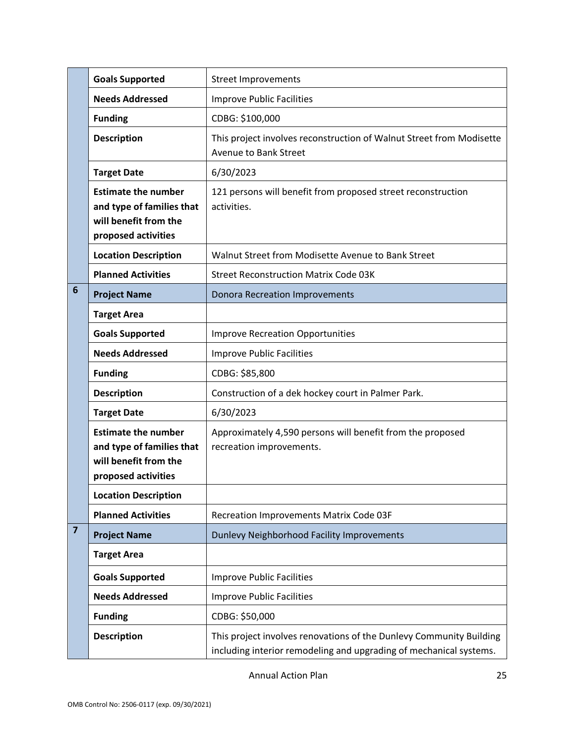| | | |
|---|---|---|
| | **Goals Supported** | Street Improvements |
| | **Needs Addressed** | Improve Public Facilities |
| | **Funding** | CDBG: $100,000 |
| | **Description** | This project involves reconstruction of Walnut Street from Modisette Avenue to Bank Street |
| | **Target Date** | 6/30/2023 |
| | **Estimate the number and type of families that will benefit from the proposed activities** | 121 persons will benefit from proposed street reconstruction activities. |
| | **Location Description** | Walnut Street from Modisette Avenue to Bank Street |
| | **Planned Activities** | Street Reconstruction Matrix Code 03K |
| **6** | **Project Name** | Donora Recreation Improvements |
| | **Target Area** | |
| | **Goals Supported** | Improve Recreation Opportunities |
| | **Needs Addressed** | Improve Public Facilities |
| | **Funding** | CDBG: $85,800 |
| | **Description** | Construction of a dek hockey court in Palmer Park. |
| | **Target Date** | 6/30/2023 |
| | **Estimate the number and type of families that will benefit from the proposed activities** | Approximately 4,590 persons will benefit from the proposed recreation improvements. |
| | **Location Description** | |
| | **Planned Activities** | Recreation Improvements Matrix Code 03F |
| **7** | **Project Name** | Dunlevy Neighborhood Facility Improvements |
| | **Target Area** | |
| | **Goals Supported** | Improve Public Facilities |
| | **Needs Addressed** | Improve Public Facilities |
| | **Funding** | CDBG: $50,000 |
| | **Description** | This project involves renovations of the Dunlevy Community Building including interior remodeling and upgrading of mechanical systems. |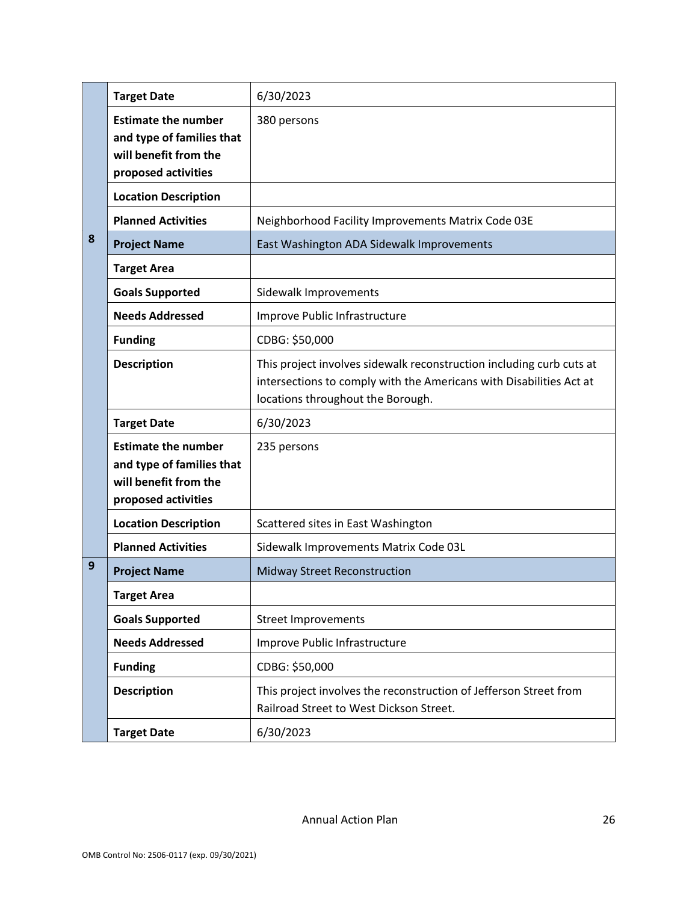| | | |
|---|---|---|
| | **Target Date** | 6/30/2023 |
| | **Estimate the number and type of families that will benefit from the proposed activities** | 380 persons |
| | **Location Description** | |
| | **Planned Activities** | Neighborhood Facility Improvements Matrix Code 03E |
| **8** | **Project Name** | East Washington ADA Sidewalk Improvements |
| | **Target Area** | |
| | **Goals Supported** | Sidewalk Improvements |
| | **Needs Addressed** | Improve Public Infrastructure |
| | **Funding** | CDBG: $50,000 |
| | **Description** | This project involves sidewalk reconstruction including curb cuts at intersections to comply with the Americans with Disabilities Act at locations throughout the Borough. |
| | **Target Date** | 6/30/2023 |
| | **Estimate the number and type of families that will benefit from the proposed activities** | 235 persons |
| | **Location Description** | Scattered sites in East Washington |
| | **Planned Activities** | Sidewalk Improvements Matrix Code 03L |
| **9** | **Project Name** | Midway Street Reconstruction |
| | **Target Area** | |
| | **Goals Supported** | Street Improvements |
| | **Needs Addressed** | Improve Public Infrastructure |
| | **Funding** | CDBG: $50,000 |
| | **Description** | This project involves the reconstruction of Jefferson Street from Railroad Street to West Dickson Street. |
| | **Target Date** | 6/30/2023 |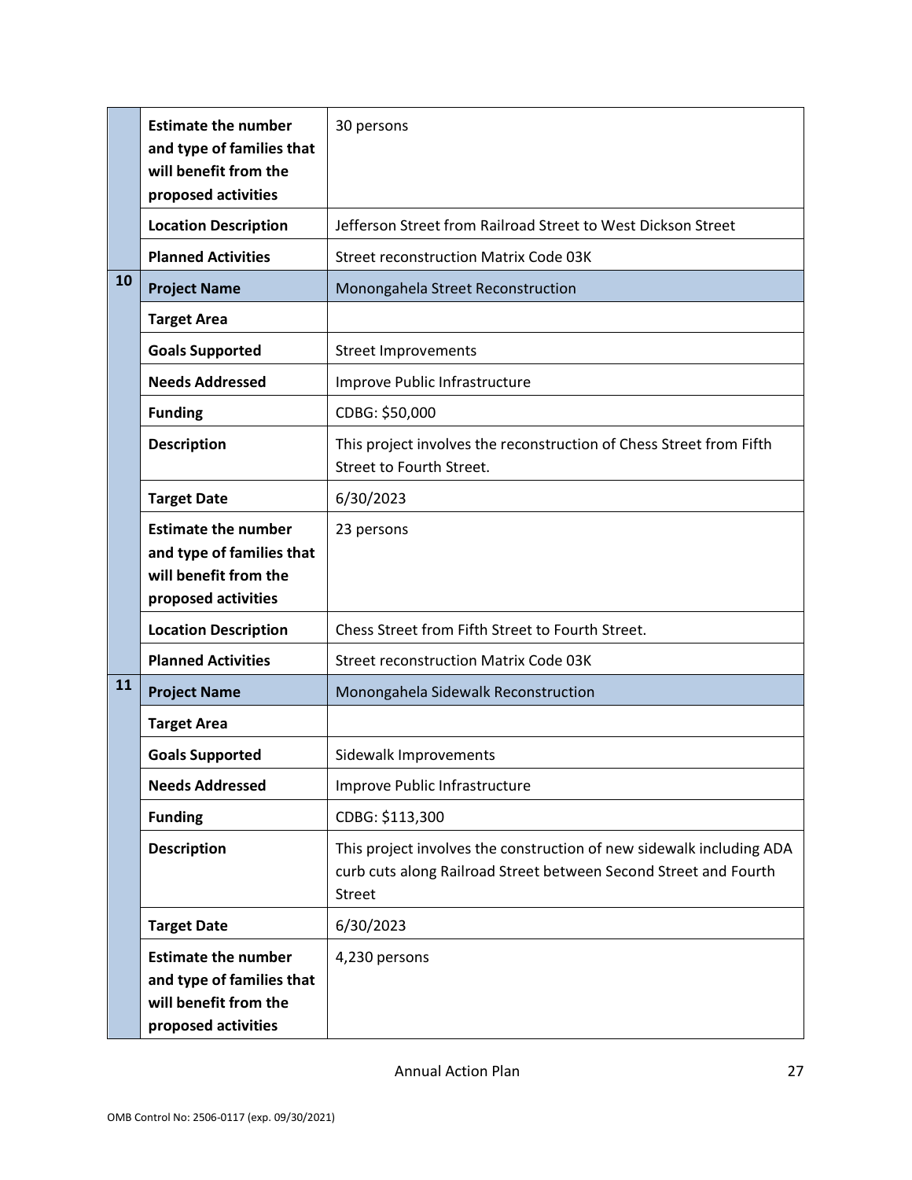| | | |
|---|---|---|
| | **Estimate the number and type of families that will benefit from the proposed activities** | 30 persons |
| | **Location Description** | Jefferson Street from Railroad Street to West Dickson Street |
| | **Planned Activities** | Street reconstruction Matrix Code 03K |
| **10** | **Project Name** | Monongahela Street Reconstruction |
| | **Target Area** | |
| | **Goals Supported** | Street Improvements |
| | **Needs Addressed** | Improve Public Infrastructure |
| | **Funding** | CDBG: $50,000 |
| | **Description** | This project involves the reconstruction of Chess Street from Fifth Street to Fourth Street. |
| | **Target Date** | 6/30/2023 |
| | **Estimate the number and type of families that will benefit from the proposed activities** | 23 persons |
| | **Location Description** | Chess Street from Fifth Street to Fourth Street. |
| | **Planned Activities** | Street reconstruction Matrix Code 03K |
| **11** | **Project Name** | Monongahela Sidewalk Reconstruction |
| | **Target Area** | |
| | **Goals Supported** | Sidewalk Improvements |
| | **Needs Addressed** | Improve Public Infrastructure |
| | **Funding** | CDBG: $113,300 |
| | **Description** | This project involves the construction of new sidewalk including ADA curb cuts along Railroad Street between Second Street and Fourth Street |
| | **Target Date** | 6/30/2023 |
| | **Estimate the number and type of families that will benefit from the proposed activities** | 4,230 persons |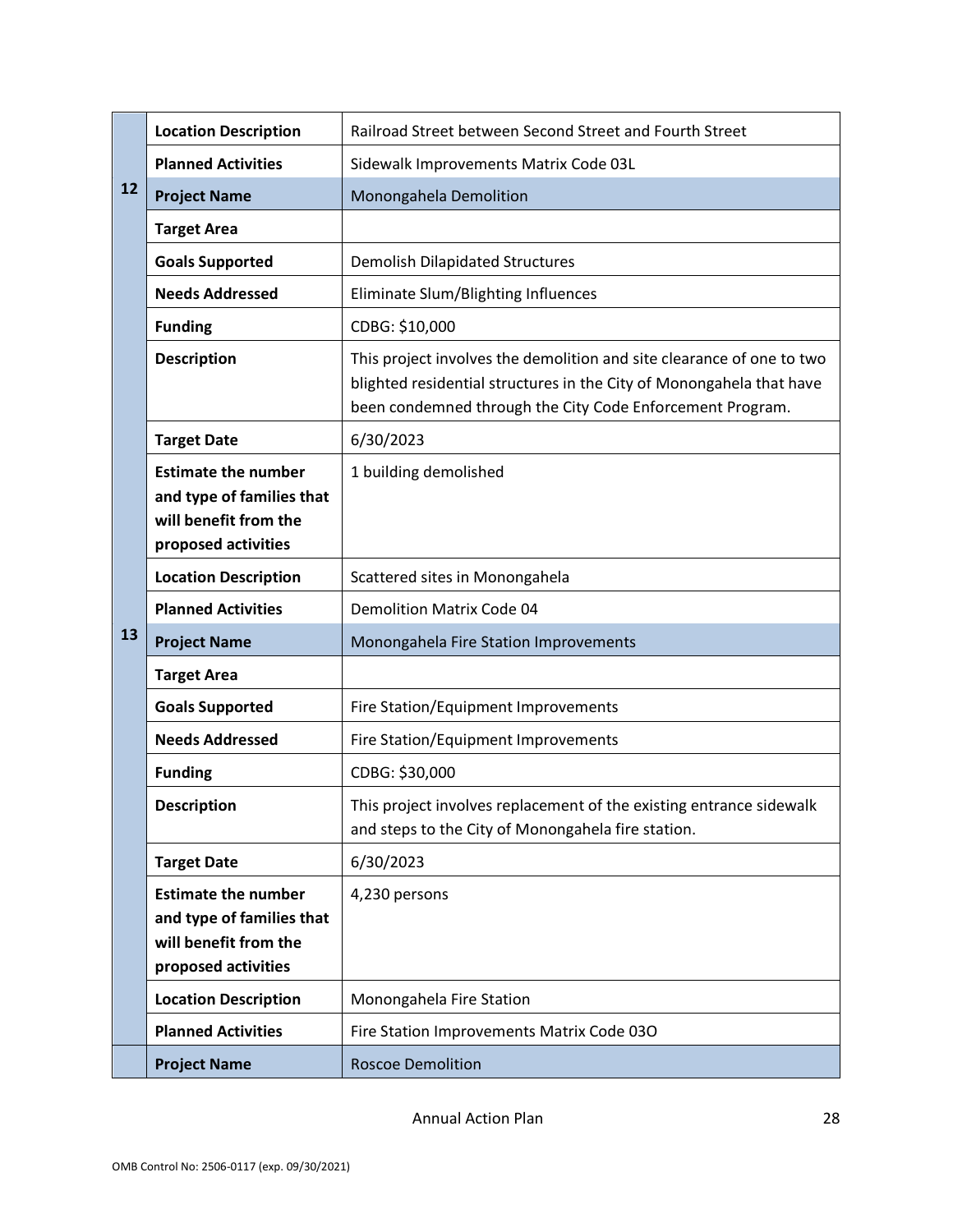| | | |
|---|---|---|
| | **Location Description** | Railroad Street between Second Street and Fourth Street |
| | **Planned Activities** | Sidewalk Improvements Matrix Code 03L |
| **12** | **Project Name** | Monongahela Demolition |
| | **Target Area** | |
| | **Goals Supported** | Demolish Dilapidated Structures |
| | **Needs Addressed** | Eliminate Slum/Blighting Influences |
| | **Funding** | CDBG: $10,000 |
| | **Description** | This project involves the demolition and site clearance of one to two blighted residential structures in the City of Monongahela that have been condemned through the City Code Enforcement Program. |
| | **Target Date** | 6/30/2023 |
| | **Estimate the number and type of families that will benefit from the proposed activities** | 1 building demolished |
| | **Location Description** | Scattered sites in Monongahela |
| | **Planned Activities** | Demolition Matrix Code 04 |
| **13** | **Project Name** | Monongahela Fire Station Improvements |
| | **Target Area** | |
| | **Goals Supported** | Fire Station/Equipment Improvements |
| | **Needs Addressed** | Fire Station/Equipment Improvements |
| | **Funding** | CDBG: $30,000 |
| | **Description** | This project involves replacement of the existing entrance sidewalk and steps to the City of Monongahela fire station. |
| | **Target Date** | 6/30/2023 |
| | **Estimate the number and type of families that will benefit from the proposed activities** | 4,230 persons |
| | **Location Description** | Monongahela Fire Station |
| | **Planned Activities** | Fire Station Improvements Matrix Code 03O |
| | **Project Name** | Roscoe Demolition |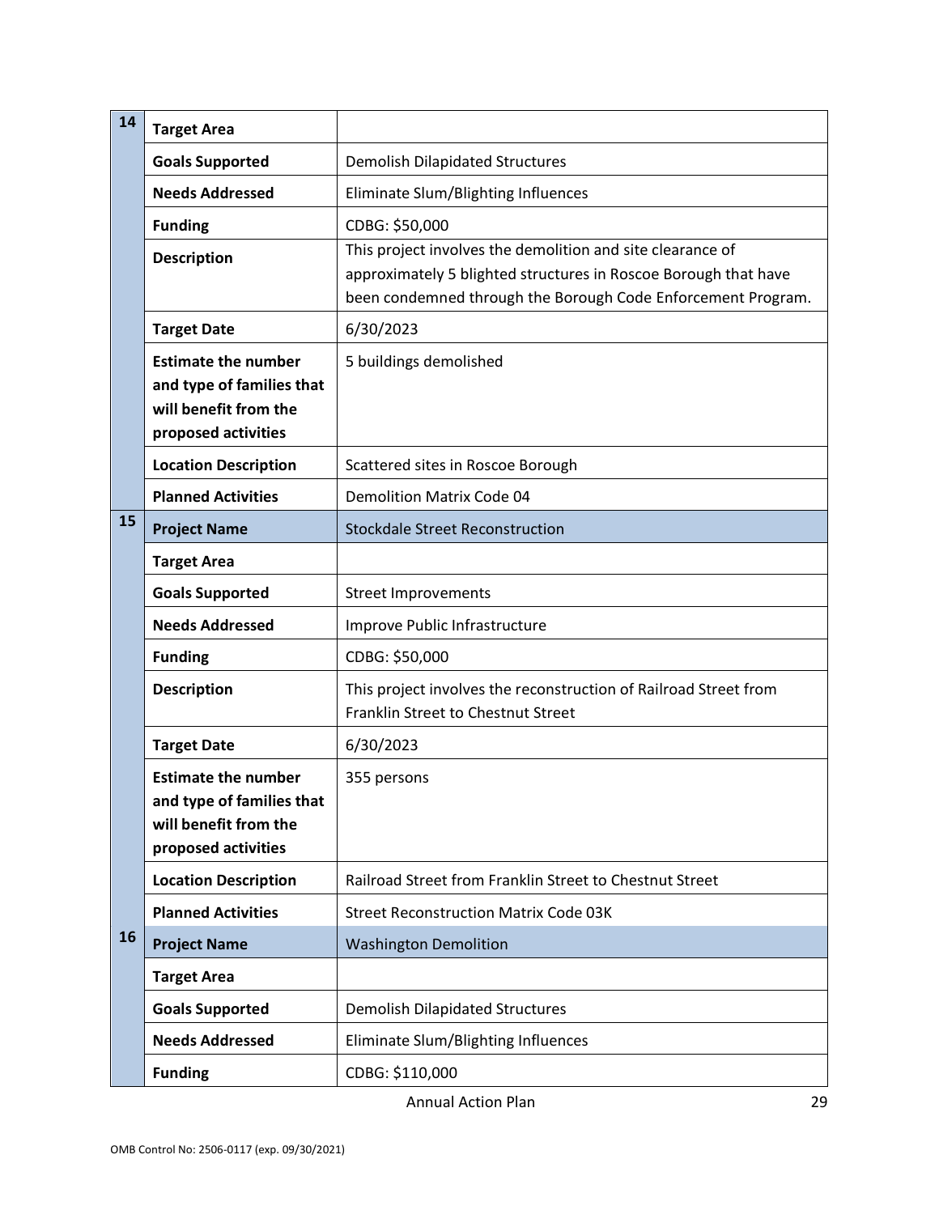| | | |
|---|---|---|
| 14 | **Target Area** | |
| | **Goals Supported** | Demolish Dilapidated Structures |
| | **Needs Addressed** | Eliminate Slum/Blighting Influences |
| | **Funding** | CDBG: $50,000 |
| | **Description** | This project involves the demolition and site clearance of approximately 5 blighted structures in Roscoe Borough that have been condemned through the Borough Code Enforcement Program. |
| | **Target Date** | 6/30/2023 |
| | **Estimate the number and type of families that will benefit from the proposed activities** | 5 buildings demolished |
| | **Location Description** | Scattered sites in Roscoe Borough |
| | **Planned Activities** | Demolition Matrix Code 04 |
| 15 | **Project Name** | Stockdale Street Reconstruction |
| | **Target Area** | |
| | **Goals Supported** | Street Improvements |
| | **Needs Addressed** | Improve Public Infrastructure |
| | **Funding** | CDBG: $50,000 |
| | **Description** | This project involves the reconstruction of Railroad Street from Franklin Street to Chestnut Street |
| | **Target Date** | 6/30/2023 |
| | **Estimate the number and type of families that will benefit from the proposed activities** | 355 persons |
| | **Location Description** | Railroad Street from Franklin Street to Chestnut Street |
| | **Planned Activities** | Street Reconstruction Matrix Code 03K |
| 16 | **Project Name** | Washington Demolition |
| | **Target Area** | |
| | **Goals Supported** | Demolish Dilapidated Structures |
| | **Needs Addressed** | Eliminate Slum/Blighting Influences |
| | **Funding** | CDBG: $110,000 |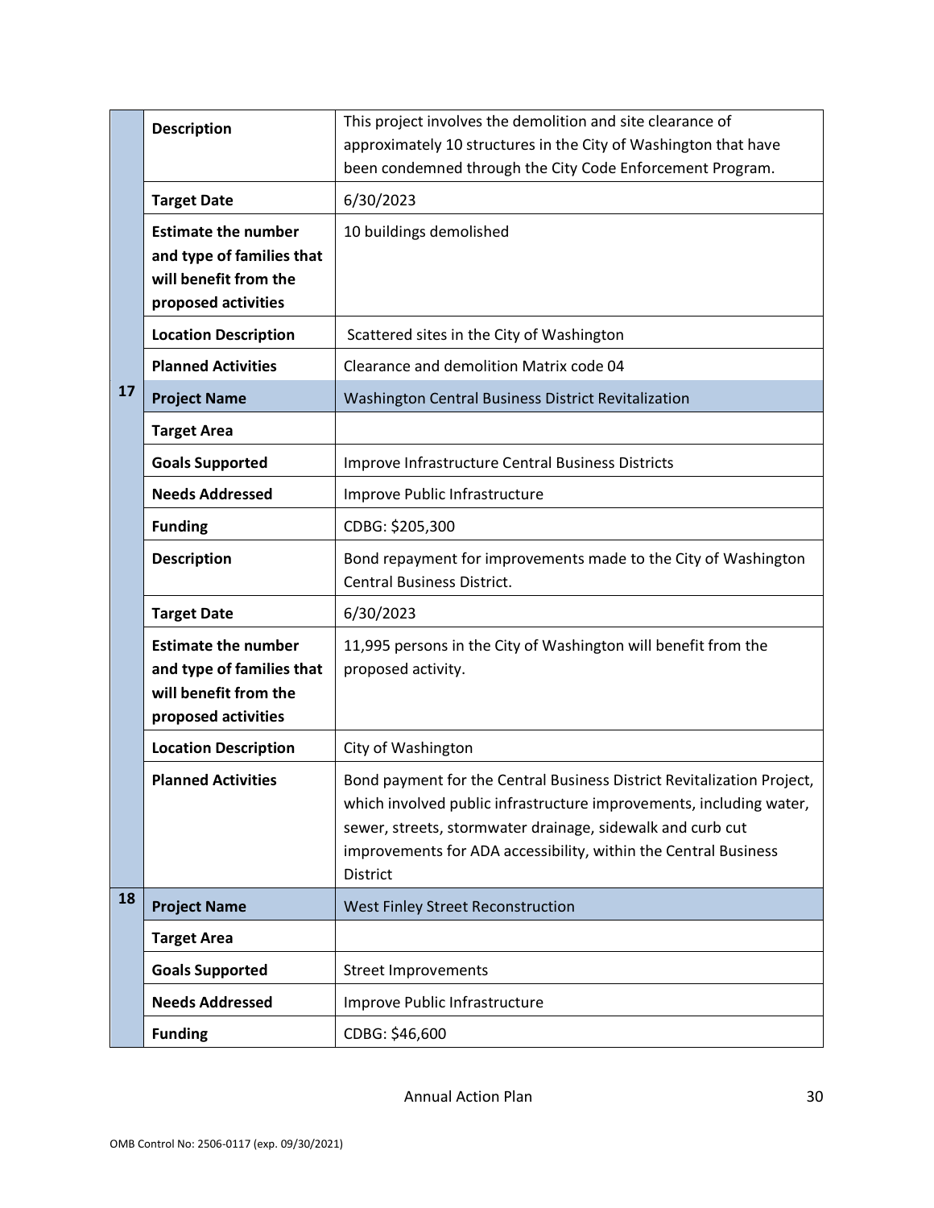| | | |
|---|---|---|
| | **Description** | This project involves the demolition and site clearance of approximately 10 structures in the City of Washington that have been condemned through the City Code Enforcement Program. |
| | **Target Date** | 6/30/2023 |
| | **Estimate the number and type of families that will benefit from the proposed activities** | 10 buildings demolished |
| | **Location Description** | Scattered sites in the City of Washington |
| | **Planned Activities** | Clearance and demolition Matrix code 04 |
| **17** | **Project Name** | Washington Central Business District Revitalization |
| | **Target Area** | |
| | **Goals Supported** | Improve Infrastructure Central Business Districts |
| | **Needs Addressed** | Improve Public Infrastructure |
| | **Funding** | CDBG: $205,300 |
| | **Description** | Bond repayment for improvements made to the City of Washington Central Business District. |
| | **Target Date** | 6/30/2023 |
| | **Estimate the number and type of families that will benefit from the proposed activities** | 11,995 persons in the City of Washington will benefit from the proposed activity. |
| | **Location Description** | City of Washington |
| | **Planned Activities** | Bond payment for the Central Business District Revitalization Project, which involved public infrastructure improvements, including water, sewer, streets, stormwater drainage, sidewalk and curb cut improvements for ADA accessibility, within the Central Business District |
| **18** | **Project Name** | West Finley Street Reconstruction |
| | **Target Area** | |
| | **Goals Supported** | Street Improvements |
| | **Needs Addressed** | Improve Public Infrastructure |
| | **Funding** | CDBG: $46,600 |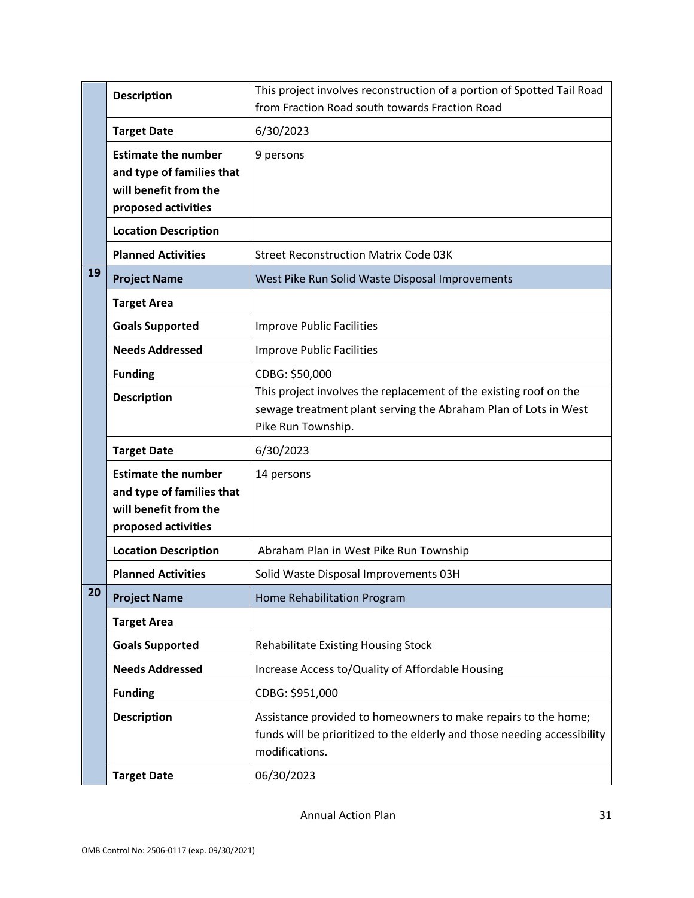| | | |
|---|---|---|
| | **Description** | This project involves reconstruction of a portion of Spotted Tail Road from Fraction Road south towards Fraction Road |
| | **Target Date** | 6/30/2023 |
| | **Estimate the number and type of families that will benefit from the proposed activities** | 9 persons |
| | **Location Description** | |
| | **Planned Activities** | Street Reconstruction Matrix Code 03K |
| **19** | **Project Name** | West Pike Run Solid Waste Disposal Improvements |
| | **Target Area** | |
| | **Goals Supported** | Improve Public Facilities |
| | **Needs Addressed** | Improve Public Facilities |
| | **Funding** | CDBG: $50,000 |
| | **Description** | This project involves the replacement of the existing roof on the sewage treatment plant serving the Abraham Plan of Lots in West Pike Run Township. |
| | **Target Date** | 6/30/2023 |
| | **Estimate the number and type of families that will benefit from the proposed activities** | 14 persons |
| | **Location Description** | Abraham Plan in West Pike Run Township |
| | **Planned Activities** | Solid Waste Disposal Improvements 03H |
| **20** | **Project Name** | Home Rehabilitation Program |
| | **Target Area** | |
| | **Goals Supported** | Rehabilitate Existing Housing Stock |
| | **Needs Addressed** | Increase Access to/Quality of Affordable Housing |
| | **Funding** | CDBG: $951,000 |
| | **Description** | Assistance provided to homeowners to make repairs to the home; funds will be prioritized to the elderly and those needing accessibility modifications. |
| | **Target Date** | 06/30/2023 |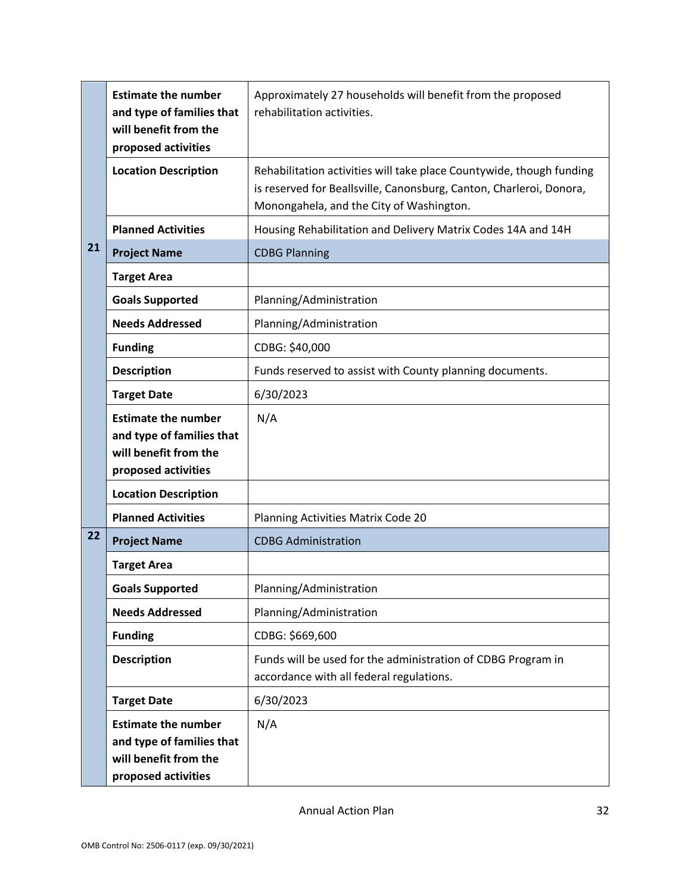| | | |
|---|---|---|
| | **Estimate the number and type of families that will benefit from the proposed activities** | Approximately 27 households will benefit from the proposed rehabilitation activities. |
| | **Location Description** | Rehabilitation activities will take place Countywide, though funding is reserved for Beallsville, Canonsburg, Canton, Charleroi, Donora, Monongahela, and the City of Washington. |
| | **Planned Activities** | Housing Rehabilitation and Delivery Matrix Codes 14A and 14H |
| **21** | **Project Name** | CDBG Planning |
| | **Target Area** | |
| | **Goals Supported** | Planning/Administration |
| | **Needs Addressed** | Planning/Administration |
| | **Funding** | CDBG: $40,000 |
| | **Description** | Funds reserved to assist with County planning documents. |
| | **Target Date** | 6/30/2023 |
| | **Estimate the number and type of families that will benefit from the proposed activities** | N/A |
| | **Location Description** | |
| | **Planned Activities** | Planning Activities Matrix Code 20 |
| **22** | **Project Name** | CDBG Administration |
| | **Target Area** | |
| | **Goals Supported** | Planning/Administration |
| | **Needs Addressed** | Planning/Administration |
| | **Funding** | CDBG: $669,600 |
| | **Description** | Funds will be used for the administration of CDBG Program in accordance with all federal regulations. |
| | **Target Date** | 6/30/2023 |
| | **Estimate the number and type of families that will benefit from the proposed activities** | N/A |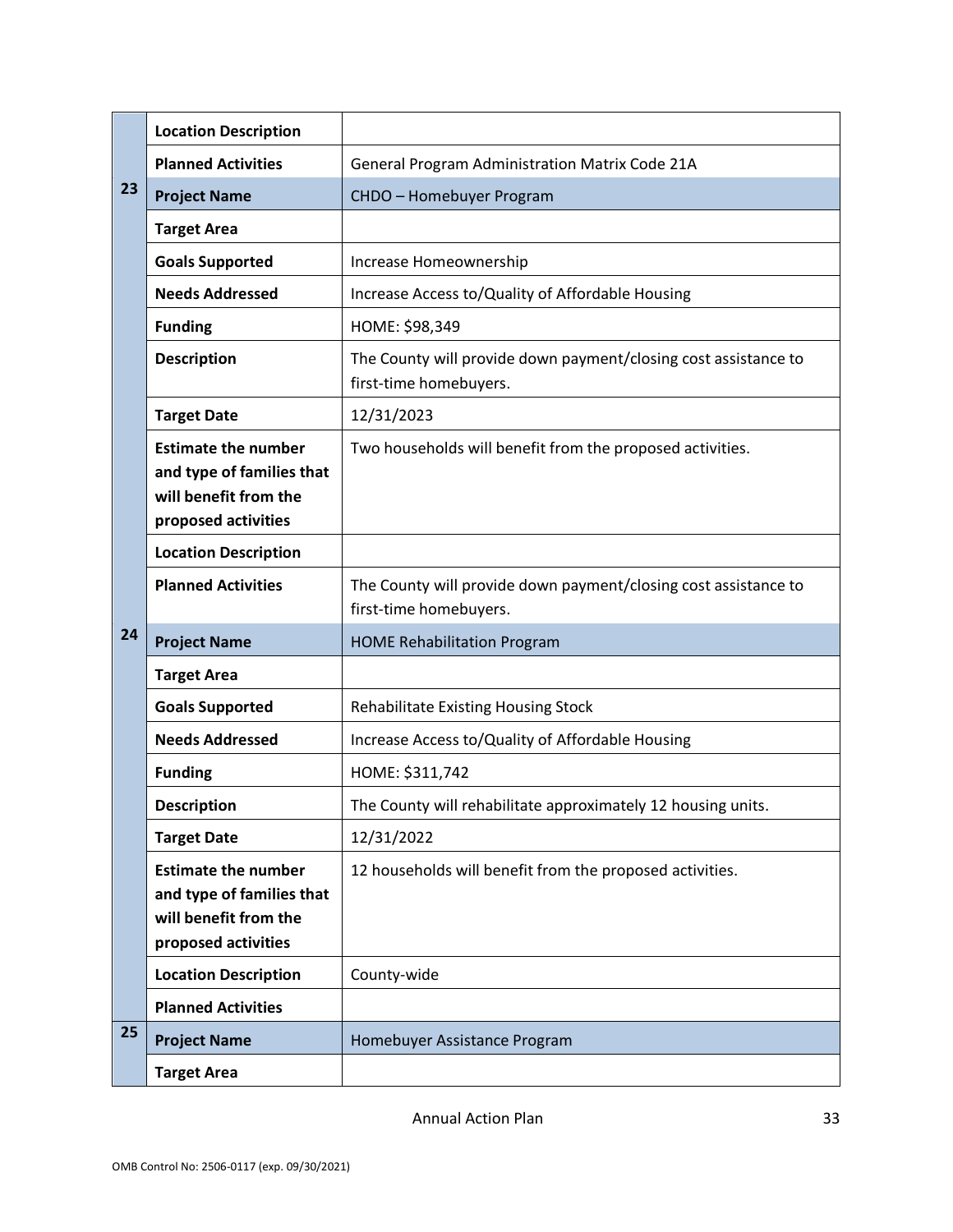| | | |
|---|---|---|
| | **Location Description** | |
| | **Planned Activities** | General Program Administration Matrix Code 21A |
| 23 | **Project Name** | CHDO – Homebuyer Program |
| | **Target Area** | |
| | **Goals Supported** | Increase Homeownership |
| | **Needs Addressed** | Increase Access to/Quality of Affordable Housing |
| | **Funding** | HOME: $98,349 |
| | **Description** | The County will provide down payment/closing cost assistance to first-time homebuyers. |
| | **Target Date** | 12/31/2023 |
| | **Estimate the number and type of families that will benefit from the proposed activities** | Two households will benefit from the proposed activities. |
| | **Location Description** | |
| | **Planned Activities** | The County will provide down payment/closing cost assistance to first-time homebuyers. |
| 24 | **Project Name** | HOME Rehabilitation Program |
| | **Target Area** | |
| | **Goals Supported** | Rehabilitate Existing Housing Stock |
| | **Needs Addressed** | Increase Access to/Quality of Affordable Housing |
| | **Funding** | HOME: $311,742 |
| | **Description** | The County will rehabilitate approximately 12 housing units. |
| | **Target Date** | 12/31/2022 |
| | **Estimate the number and type of families that will benefit from the proposed activities** | 12 households will benefit from the proposed activities. |
| | **Location Description** | County-wide |
| | **Planned Activities** | |
| 25 | **Project Name** | Homebuyer Assistance Program |
| | **Target Area** | |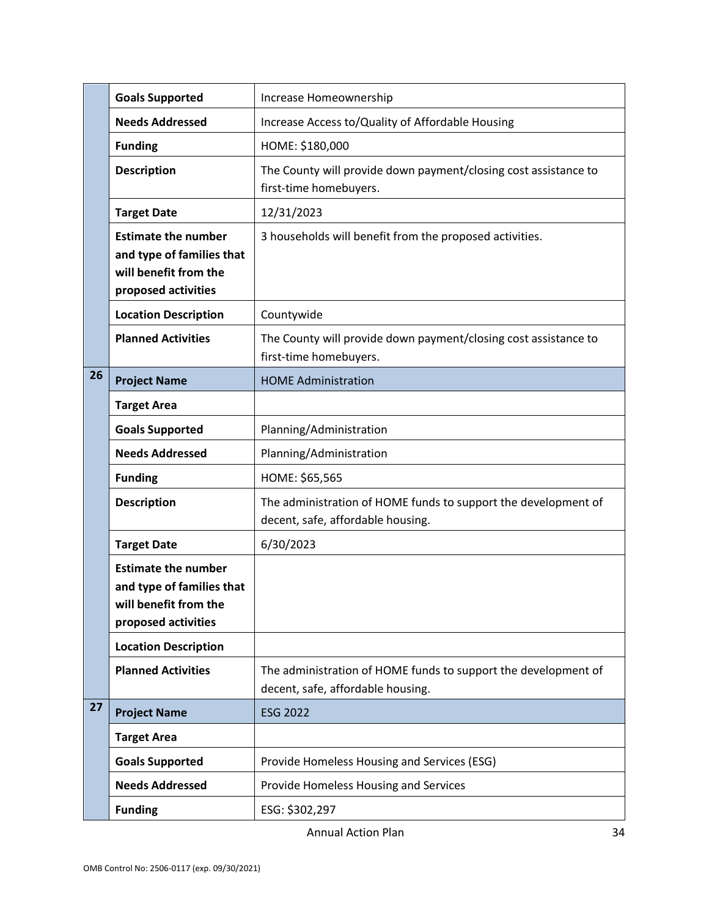| | | |
|---|---|---|
| | **Goals Supported** | Increase Homeownership |
| | **Needs Addressed** | Increase Access to/Quality of Affordable Housing |
| | **Funding** | HOME: $180,000 |
| | **Description** | The County will provide down payment/closing cost assistance to first-time homebuyers. |
| | **Target Date** | 12/31/2023 |
| | **Estimate the number and type of families that will benefit from the proposed activities** | 3 households will benefit from the proposed activities. |
| | **Location Description** | Countywide |
| | **Planned Activities** | The County will provide down payment/closing cost assistance to first-time homebuyers. |
| **26** | **Project Name** | HOME Administration |
| | **Target Area** | |
| | **Goals Supported** | Planning/Administration |
| | **Needs Addressed** | Planning/Administration |
| | **Funding** | HOME: $65,565 |
| | **Description** | The administration of HOME funds to support the development of decent, safe, affordable housing. |
| | **Target Date** | 6/30/2023 |
| | **Estimate the number and type of families that will benefit from the proposed activities** | |
| | **Location Description** | |
| | **Planned Activities** | The administration of HOME funds to support the development of decent, safe, affordable housing. |
| **27** | **Project Name** | ESG 2022 |
| | **Target Area** | |
| | **Goals Supported** | Provide Homeless Housing and Services (ESG) |
| | **Needs Addressed** | Provide Homeless Housing and Services |
| | **Funding** | ESG: $302,297 |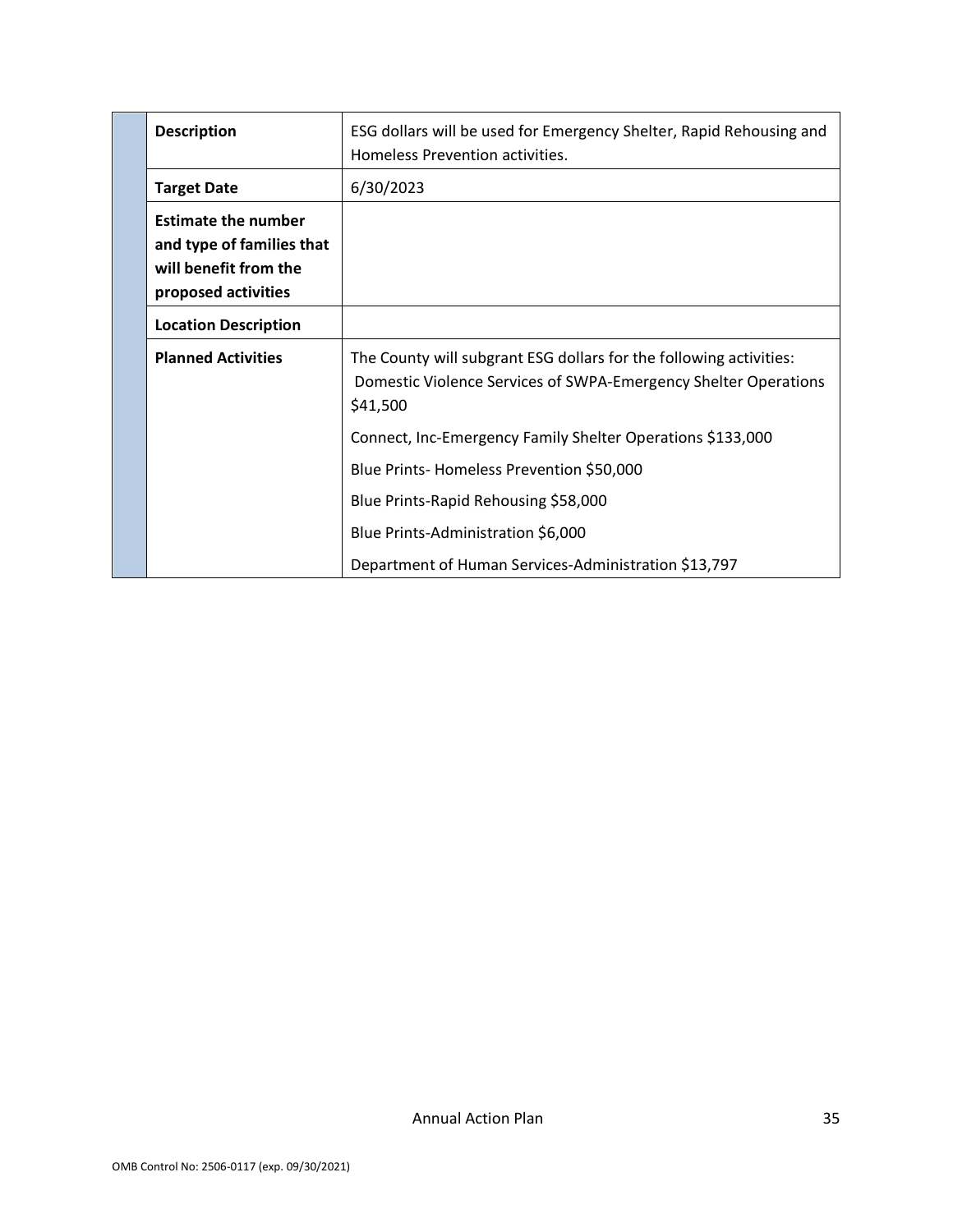| | | |
|---|---|---|
| | **Description** | ESG dollars will be used for Emergency Shelter, Rapid Rehousing and Homeless Prevention activities. |
| | **Target Date** | 6/30/2023 |
| | **Estimate the number and type of families that will benefit from the proposed activities** | |
| | **Location Description** | |
| | **Planned Activities** | The County will subgrant ESG dollars for the following activities: Domestic Violence Services of SWPA-Emergency Shelter Operations $41,500<br><br>Connect, Inc-Emergency Family Shelter Operations $133,000<br><br>Blue Prints- Homeless Prevention $50,000<br><br>Blue Prints-Rapid Rehousing $58,000<br><br>Blue Prints-Administration $6,000<br><br>Department of Human Services-Administration $13,797 |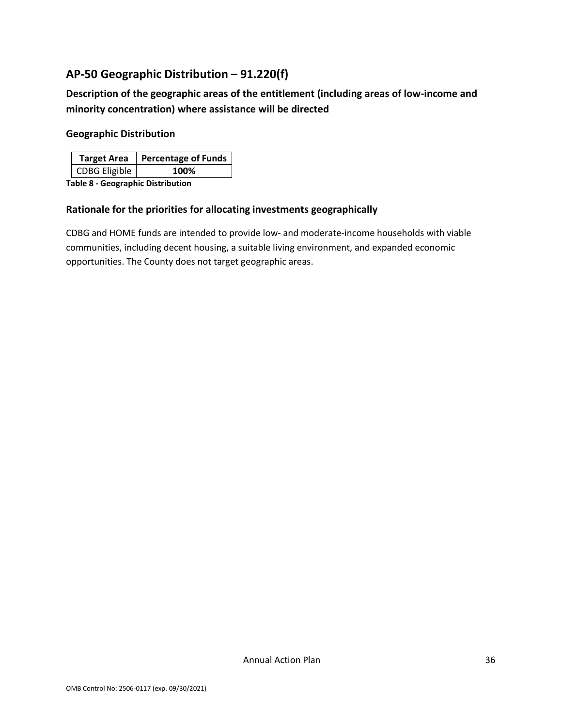## AP-50 Geographic Distribution – 91.220(f)

### Description of the geographic areas of the entitlement (including areas of low-income and minority concentration) where assistance will be directed

### Geographic Distribution

| Target Area | Percentage of Funds |
|---|---|
| CDBG Eligible | **100%** |

**Table 8 - Geographic Distribution**

### Rationale for the priorities for allocating investments geographically

CDBG and HOME funds are intended to provide low- and moderate-income households with viable communities, including decent housing, a suitable living environment, and expanded economic opportunities. The County does not target geographic areas.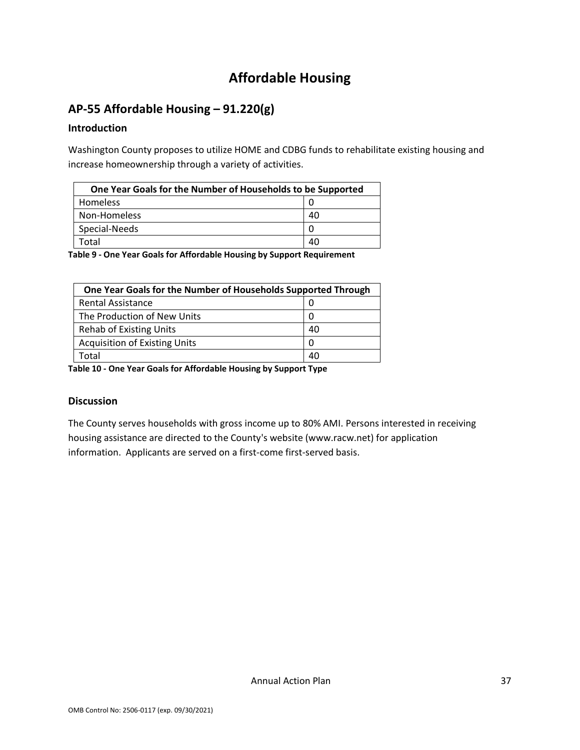# Affordable Housing

## AP-55 Affordable Housing – 91.220(g)

### Introduction

Washington County proposes to utilize HOME and CDBG funds to rehabilitate existing housing and increase homeownership through a variety of activities.

| One Year Goals for the Number of Households to be Supported | |
|---|---|
| Homeless | 0 |
| Non-Homeless | 40 |
| Special-Needs | 0 |
| Total | 40 |

**Table 9 - One Year Goals for Affordable Housing by Support Requirement**

| One Year Goals for the Number of Households Supported Through | |
|---|---|
| Rental Assistance | 0 |
| The Production of New Units | 0 |
| Rehab of Existing Units | 40 |
| Acquisition of Existing Units | 0 |
| Total | 40 |

**Table 10 - One Year Goals for Affordable Housing by Support Type**

### Discussion

The County serves households with gross income up to 80% AMI. Persons interested in receiving housing assistance are directed to the County's website (www.racw.net) for application information. Applicants are served on a first-come first-served basis.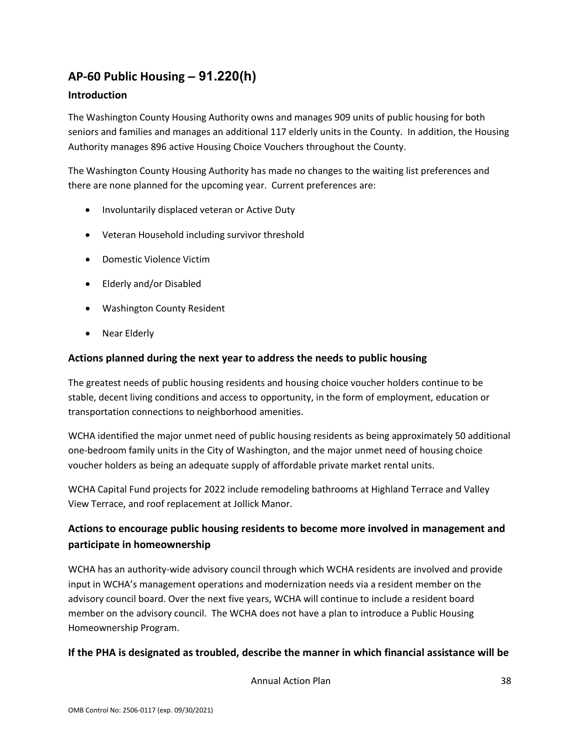## AP-60 Public Housing – 91.220(h)

### Introduction

The Washington County Housing Authority owns and manages 909 units of public housing for both seniors and families and manages an additional 117 elderly units in the County. In addition, the Housing Authority manages 896 active Housing Choice Vouchers throughout the County.

The Washington County Housing Authority has made no changes to the waiting list preferences and there are none planned for the upcoming year. Current preferences are:

- Involuntarily displaced veteran or Active Duty
- Veteran Household including survivor threshold
- Domestic Violence Victim
- Elderly and/or Disabled
- Washington County Resident
- Near Elderly

### Actions planned during the next year to address the needs to public housing

The greatest needs of public housing residents and housing choice voucher holders continue to be stable, decent living conditions and access to opportunity, in the form of employment, education or transportation connections to neighborhood amenities.

WCHA identified the major unmet need of public housing residents as being approximately 50 additional one-bedroom family units in the City of Washington, and the major unmet need of housing choice voucher holders as being an adequate supply of affordable private market rental units.

WCHA Capital Fund projects for 2022 include remodeling bathrooms at Highland Terrace and Valley View Terrace, and roof replacement at Jollick Manor.

### Actions to encourage public housing residents to become more involved in management and participate in homeownership

WCHA has an authority-wide advisory council through which WCHA residents are involved and provide input in WCHA's management operations and modernization needs via a resident member on the advisory council board. Over the next five years, WCHA will continue to include a resident board member on the advisory council. The WCHA does not have a plan to introduce a Public Housing Homeownership Program.

### If the PHA is designated as troubled, describe the manner in which financial assistance will be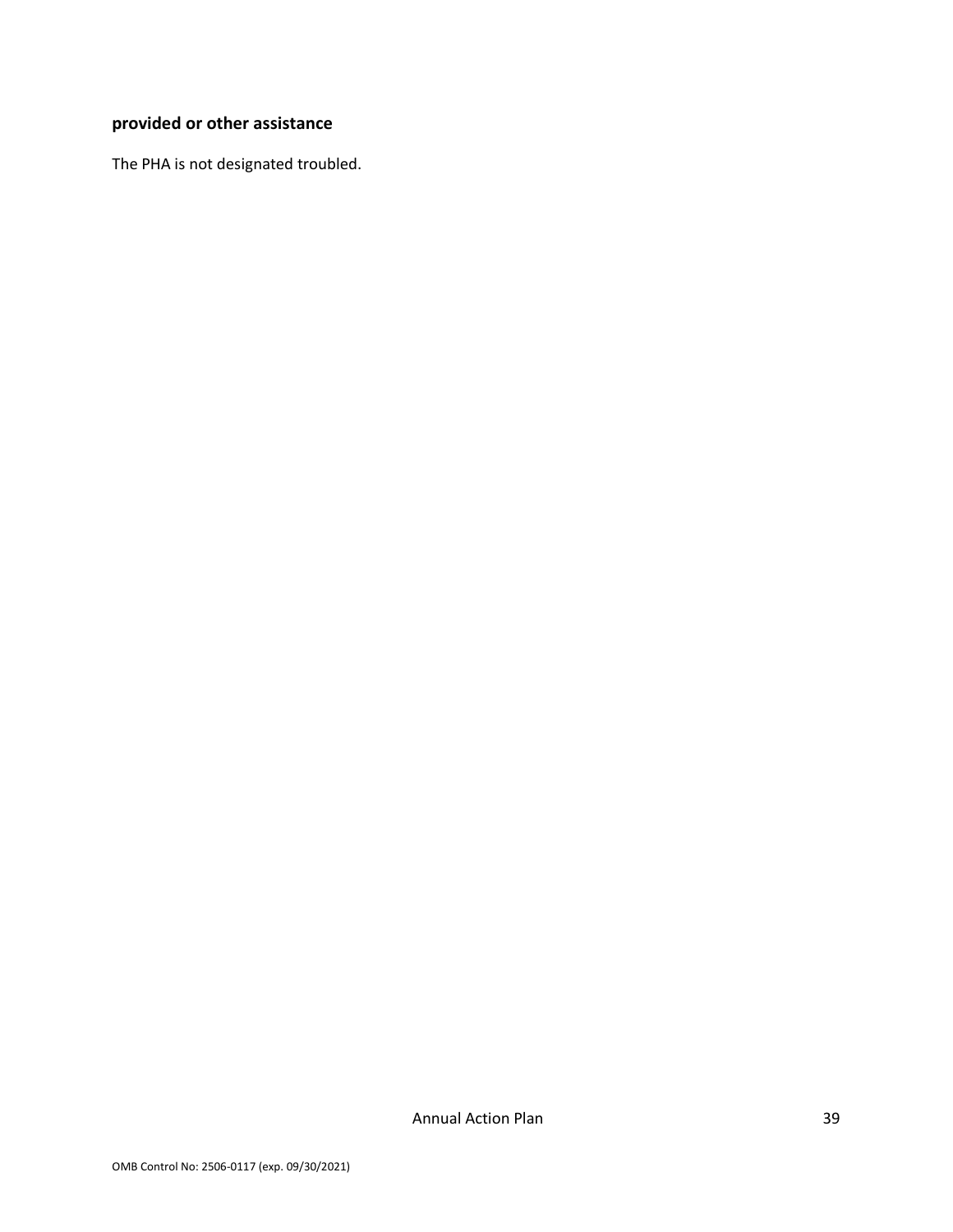**provided or other assistance**

The PHA is not designated troubled.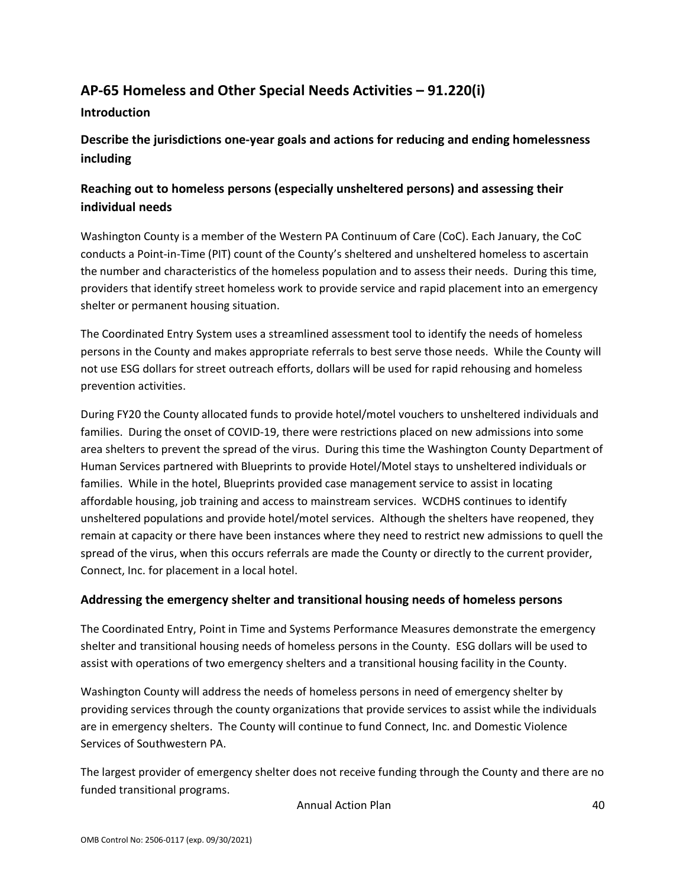## AP-65 Homeless and Other Special Needs Activities – 91.220(i)

### Introduction

### Describe the jurisdictions one-year goals and actions for reducing and ending homelessness including

### Reaching out to homeless persons (especially unsheltered persons) and assessing their individual needs

Washington County is a member of the Western PA Continuum of Care (CoC). Each January, the CoC conducts a Point-in-Time (PIT) count of the County's sheltered and unsheltered homeless to ascertain the number and characteristics of the homeless population and to assess their needs. During this time, providers that identify street homeless work to provide service and rapid placement into an emergency shelter or permanent housing situation.

The Coordinated Entry System uses a streamlined assessment tool to identify the needs of homeless persons in the County and makes appropriate referrals to best serve those needs. While the County will not use ESG dollars for street outreach efforts, dollars will be used for rapid rehousing and homeless prevention activities.

During FY20 the County allocated funds to provide hotel/motel vouchers to unsheltered individuals and families. During the onset of COVID-19, there were restrictions placed on new admissions into some area shelters to prevent the spread of the virus. During this time the Washington County Department of Human Services partnered with Blueprints to provide Hotel/Motel stays to unsheltered individuals or families. While in the hotel, Blueprints provided case management service to assist in locating affordable housing, job training and access to mainstream services. WCDHS continues to identify unsheltered populations and provide hotel/motel services. Although the shelters have reopened, they remain at capacity or there have been instances where they need to restrict new admissions to quell the spread of the virus, when this occurs referrals are made the County or directly to the current provider, Connect, Inc. for placement in a local hotel.

### Addressing the emergency shelter and transitional housing needs of homeless persons

The Coordinated Entry, Point in Time and Systems Performance Measures demonstrate the emergency shelter and transitional housing needs of homeless persons in the County. ESG dollars will be used to assist with operations of two emergency shelters and a transitional housing facility in the County.

Washington County will address the needs of homeless persons in need of emergency shelter by providing services through the county organizations that provide services to assist while the individuals are in emergency shelters. The County will continue to fund Connect, Inc. and Domestic Violence Services of Southwestern PA.

The largest provider of emergency shelter does not receive funding through the County and there are no funded transitional programs.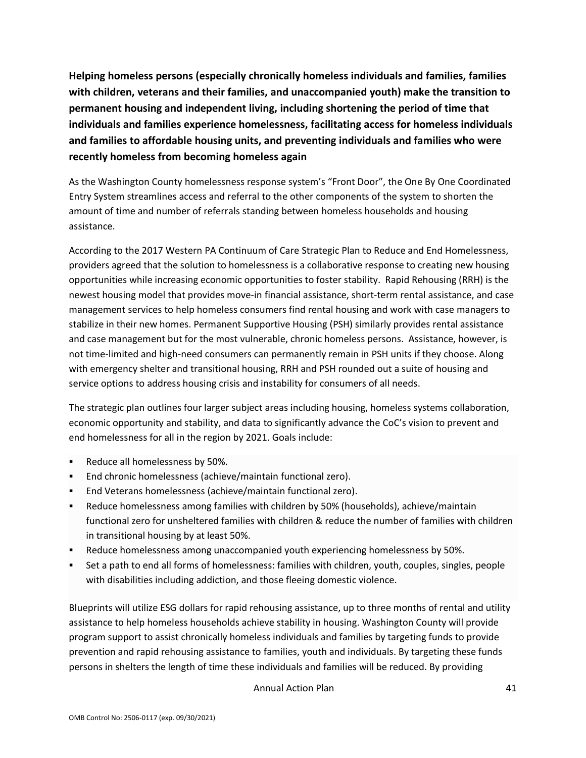**Helping homeless persons (especially chronically homeless individuals and families, families with children, veterans and their families, and unaccompanied youth) make the transition to permanent housing and independent living, including shortening the period of time that individuals and families experience homelessness, facilitating access for homeless individuals and families to affordable housing units, and preventing individuals and families who were recently homeless from becoming homeless again**

As the Washington County homelessness response system's "Front Door", the One By One Coordinated Entry System streamlines access and referral to the other components of the system to shorten the amount of time and number of referrals standing between homeless households and housing assistance.

According to the 2017 Western PA Continuum of Care Strategic Plan to Reduce and End Homelessness, providers agreed that the solution to homelessness is a collaborative response to creating new housing opportunities while increasing economic opportunities to foster stability. Rapid Rehousing (RRH) is the newest housing model that provides move-in financial assistance, short-term rental assistance, and case management services to help homeless consumers find rental housing and work with case managers to stabilize in their new homes. Permanent Supportive Housing (PSH) similarly provides rental assistance and case management but for the most vulnerable, chronic homeless persons. Assistance, however, is not time-limited and high-need consumers can permanently remain in PSH units if they choose. Along with emergency shelter and transitional housing, RRH and PSH rounded out a suite of housing and service options to address housing crisis and instability for consumers of all needs.

The strategic plan outlines four larger subject areas including housing, homeless systems collaboration, economic opportunity and stability, and data to significantly advance the CoC's vision to prevent and end homelessness for all in the region by 2021. Goals include:

- Reduce all homelessness by 50%.
- End chronic homelessness (achieve/maintain functional zero).
- End Veterans homelessness (achieve/maintain functional zero).
- Reduce homelessness among families with children by 50% (households), achieve/maintain functional zero for unsheltered families with children & reduce the number of families with children in transitional housing by at least 50%.
- Reduce homelessness among unaccompanied youth experiencing homelessness by 50%.
- Set a path to end all forms of homelessness: families with children, youth, couples, singles, people with disabilities including addiction, and those fleeing domestic violence.

Blueprints will utilize ESG dollars for rapid rehousing assistance, up to three months of rental and utility assistance to help homeless households achieve stability in housing. Washington County will provide program support to assist chronically homeless individuals and families by targeting funds to provide prevention and rapid rehousing assistance to families, youth and individuals. By targeting these funds persons in shelters the length of time these individuals and families will be reduced. By providing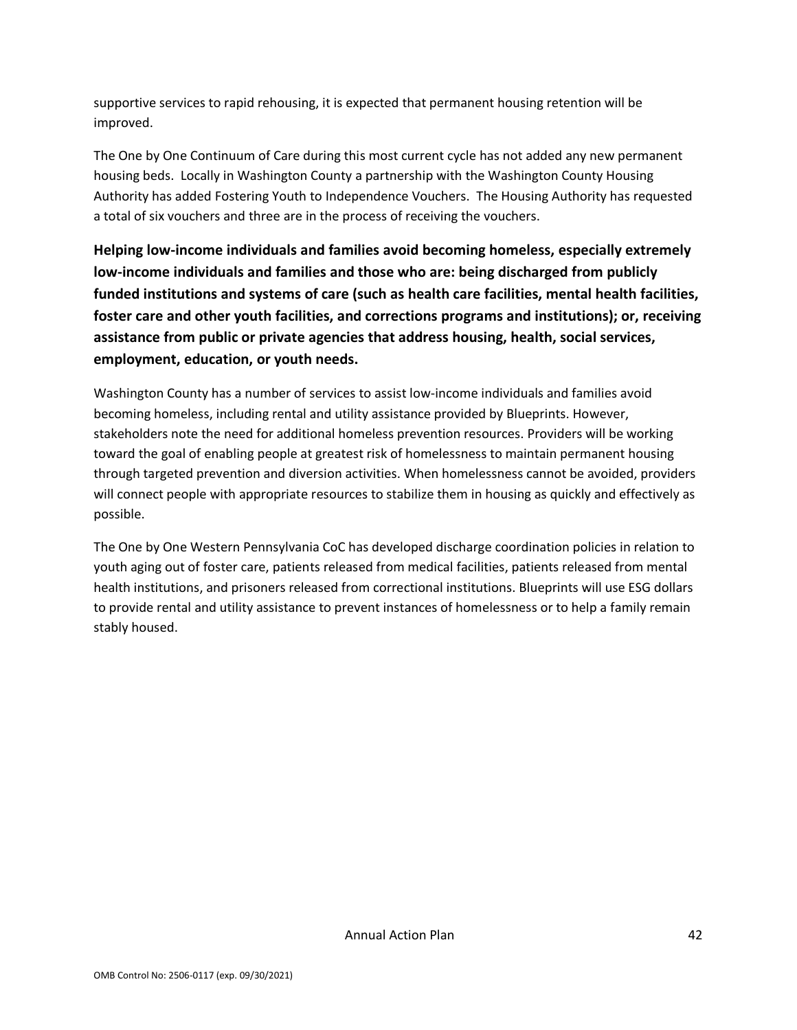supportive services to rapid rehousing, it is expected that permanent housing retention will be improved.

The One by One Continuum of Care during this most current cycle has not added any new permanent housing beds. Locally in Washington County a partnership with the Washington County Housing Authority has added Fostering Youth to Independence Vouchers. The Housing Authority has requested a total of six vouchers and three are in the process of receiving the vouchers.

**Helping low-income individuals and families avoid becoming homeless, especially extremely low-income individuals and families and those who are: being discharged from publicly funded institutions and systems of care (such as health care facilities, mental health facilities, foster care and other youth facilities, and corrections programs and institutions); or, receiving assistance from public or private agencies that address housing, health, social services, employment, education, or youth needs.**

Washington County has a number of services to assist low-income individuals and families avoid becoming homeless, including rental and utility assistance provided by Blueprints. However, stakeholders note the need for additional homeless prevention resources. Providers will be working toward the goal of enabling people at greatest risk of homelessness to maintain permanent housing through targeted prevention and diversion activities. When homelessness cannot be avoided, providers will connect people with appropriate resources to stabilize them in housing as quickly and effectively as possible.

The One by One Western Pennsylvania CoC has developed discharge coordination policies in relation to youth aging out of foster care, patients released from medical facilities, patients released from mental health institutions, and prisoners released from correctional institutions. Blueprints will use ESG dollars to provide rental and utility assistance to prevent instances of homelessness or to help a family remain stably housed.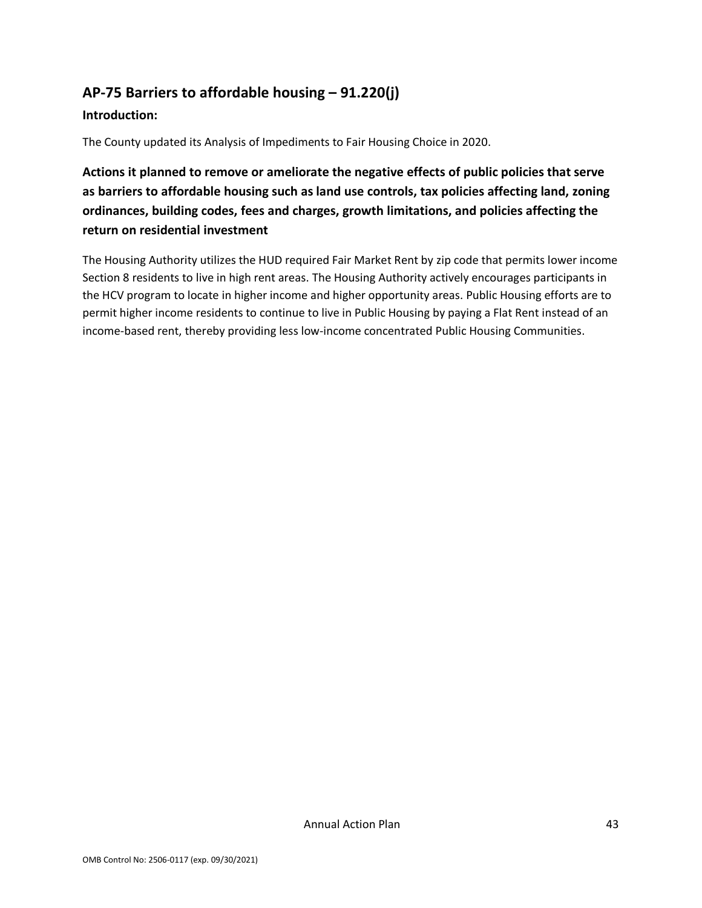## AP-75 Barriers to affordable housing – 91.220(j)

### Introduction:

The County updated its Analysis of Impediments to Fair Housing Choice in 2020.

### Actions it planned to remove or ameliorate the negative effects of public policies that serve as barriers to affordable housing such as land use controls, tax policies affecting land, zoning ordinances, building codes, fees and charges, growth limitations, and policies affecting the return on residential investment

The Housing Authority utilizes the HUD required Fair Market Rent by zip code that permits lower income Section 8 residents to live in high rent areas. The Housing Authority actively encourages participants in the HCV program to locate in higher income and higher opportunity areas. Public Housing efforts are to permit higher income residents to continue to live in Public Housing by paying a Flat Rent instead of an income-based rent, thereby providing less low-income concentrated Public Housing Communities.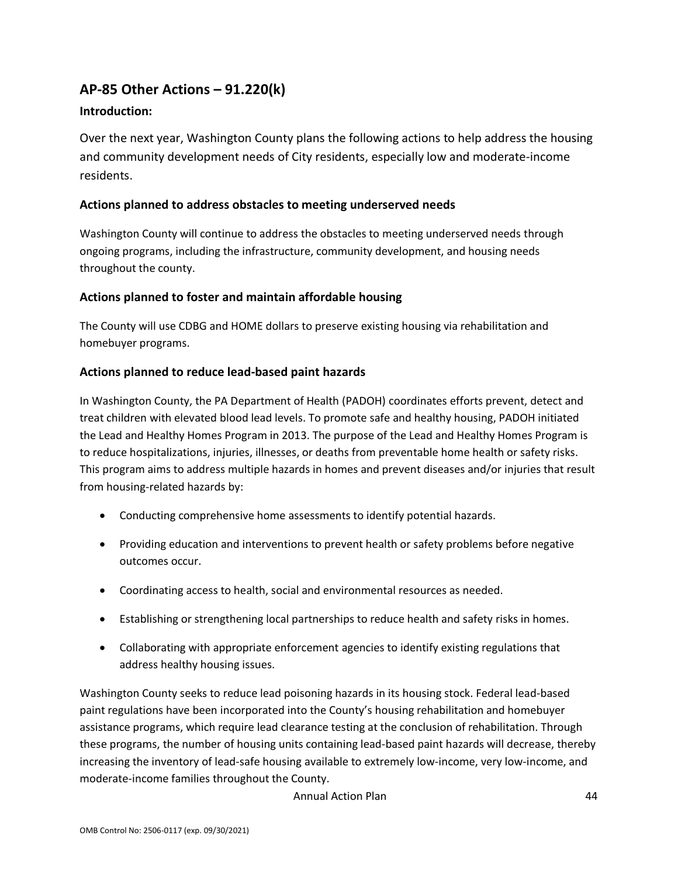## AP-85 Other Actions – 91.220(k)

### Introduction:

Over the next year, Washington County plans the following actions to help address the housing and community development needs of City residents, especially low and moderate-income residents.

### Actions planned to address obstacles to meeting underserved needs

Washington County will continue to address the obstacles to meeting underserved needs through ongoing programs, including the infrastructure, community development, and housing needs throughout the county.

### Actions planned to foster and maintain affordable housing

The County will use CDBG and HOME dollars to preserve existing housing via rehabilitation and homebuyer programs.

### Actions planned to reduce lead-based paint hazards

In Washington County, the PA Department of Health (PADOH) coordinates efforts prevent, detect and treat children with elevated blood lead levels. To promote safe and healthy housing, PADOH initiated the Lead and Healthy Homes Program in 2013. The purpose of the Lead and Healthy Homes Program is to reduce hospitalizations, injuries, illnesses, or deaths from preventable home health or safety risks. This program aims to address multiple hazards in homes and prevent diseases and/or injuries that result from housing-related hazards by:

- Conducting comprehensive home assessments to identify potential hazards.
- Providing education and interventions to prevent health or safety problems before negative outcomes occur.
- Coordinating access to health, social and environmental resources as needed.
- Establishing or strengthening local partnerships to reduce health and safety risks in homes.
- Collaborating with appropriate enforcement agencies to identify existing regulations that address healthy housing issues.

Washington County seeks to reduce lead poisoning hazards in its housing stock. Federal lead-based paint regulations have been incorporated into the County's housing rehabilitation and homebuyer assistance programs, which require lead clearance testing at the conclusion of rehabilitation. Through these programs, the number of housing units containing lead-based paint hazards will decrease, thereby increasing the inventory of lead-safe housing available to extremely low-income, very low-income, and moderate-income families throughout the County.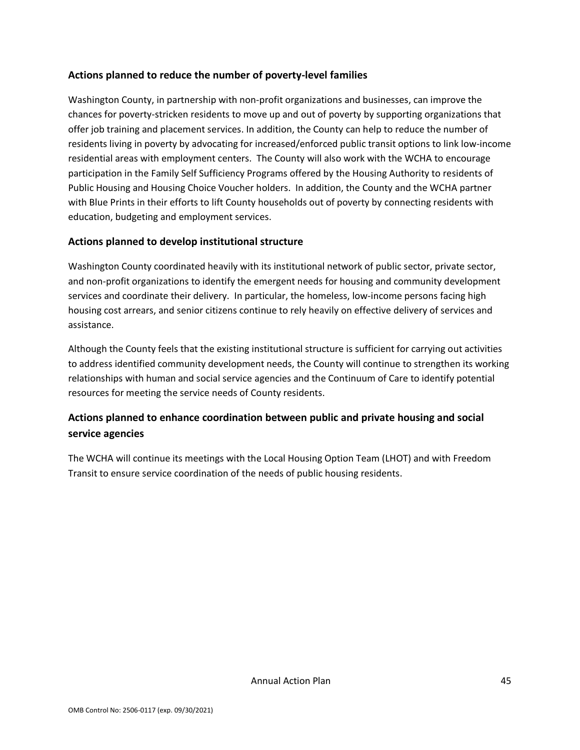## Actions planned to reduce the number of poverty-level families

Washington County, in partnership with non-profit organizations and businesses, can improve the chances for poverty-stricken residents to move up and out of poverty by supporting organizations that offer job training and placement services. In addition, the County can help to reduce the number of residents living in poverty by advocating for increased/enforced public transit options to link low-income residential areas with employment centers. The County will also work with the WCHA to encourage participation in the Family Self Sufficiency Programs offered by the Housing Authority to residents of Public Housing and Housing Choice Voucher holders. In addition, the County and the WCHA partner with Blue Prints in their efforts to lift County households out of poverty by connecting residents with education, budgeting and employment services.

## Actions planned to develop institutional structure

Washington County coordinated heavily with its institutional network of public sector, private sector, and non-profit organizations to identify the emergent needs for housing and community development services and coordinate their delivery. In particular, the homeless, low-income persons facing high housing cost arrears, and senior citizens continue to rely heavily on effective delivery of services and assistance.

Although the County feels that the existing institutional structure is sufficient for carrying out activities to address identified community development needs, the County will continue to strengthen its working relationships with human and social service agencies and the Continuum of Care to identify potential resources for meeting the service needs of County residents.

## Actions planned to enhance coordination between public and private housing and social service agencies

The WCHA will continue its meetings with the Local Housing Option Team (LHOT) and with Freedom Transit to ensure service coordination of the needs of public housing residents.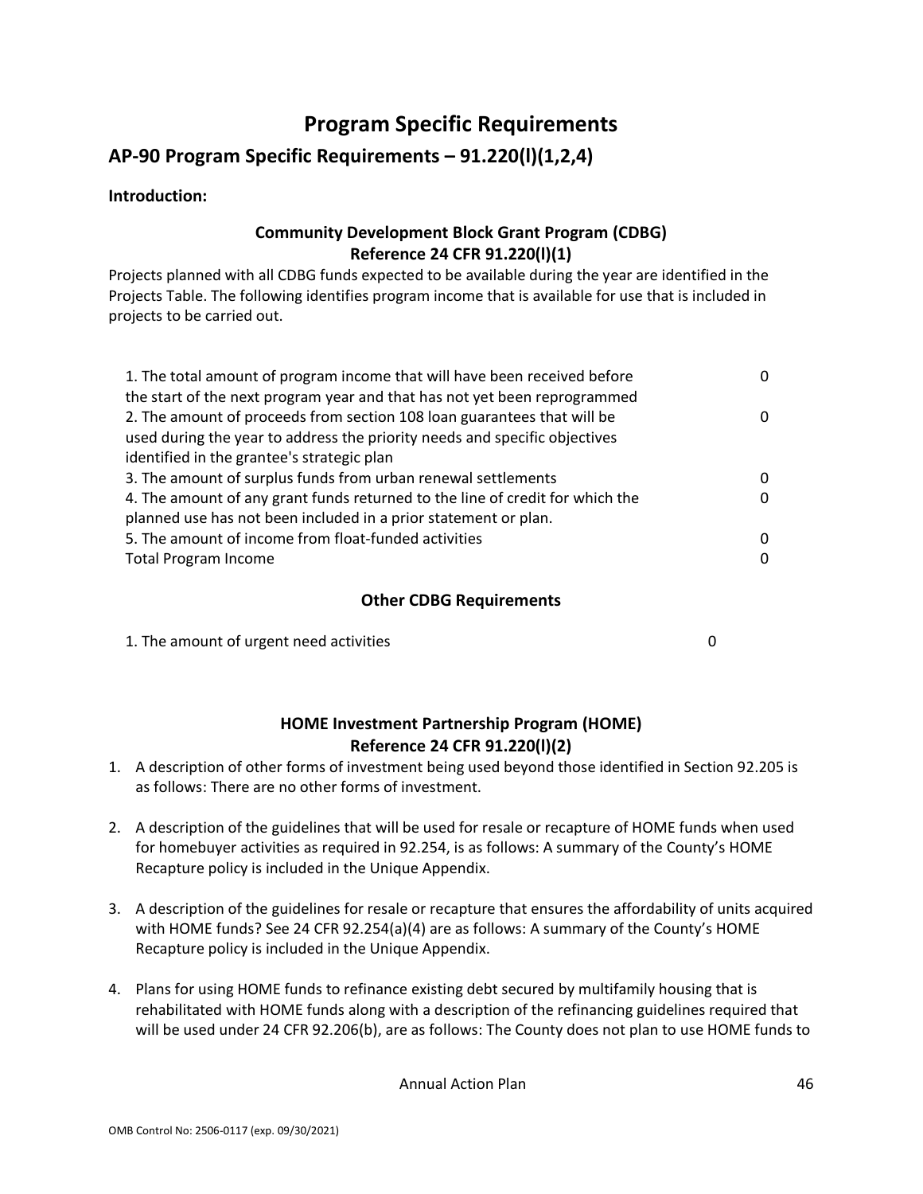# Program Specific Requirements

## AP-90 Program Specific Requirements – 91.220(l)(1,2,4)

**Introduction:**

### Community Development Block Grant Program (CDBG)
### Reference 24 CFR 91.220(l)(1)

Projects planned with all CDBG funds expected to be available during the year are identified in the Projects Table. The following identifies program income that is available for use that is included in projects to be carried out.

| | |
|---|---|
| 1. The total amount of program income that will have been received before the start of the next program year and that has not yet been reprogrammed | 0 |
| 2. The amount of proceeds from section 108 loan guarantees that will be used during the year to address the priority needs and specific objectives identified in the grantee's strategic plan | 0 |
| 3. The amount of surplus funds from urban renewal settlements | 0 |
| 4. The amount of any grant funds returned to the line of credit for which the planned use has not been included in a prior statement or plan. | 0 |
| 5. The amount of income from float-funded activities | 0 |
| Total Program Income | 0 |

### Other CDBG Requirements

| | |
|---|---|
| 1. The amount of urgent need activities | 0 |

### HOME Investment Partnership Program (HOME)
### Reference 24 CFR 91.220(l)(2)

1. A description of other forms of investment being used beyond those identified in Section 92.205 is as follows: There are no other forms of investment.

2. A description of the guidelines that will be used for resale or recapture of HOME funds when used for homebuyer activities as required in 92.254, is as follows: A summary of the County's HOME Recapture policy is included in the Unique Appendix.

3. A description of the guidelines for resale or recapture that ensures the affordability of units acquired with HOME funds? See 24 CFR 92.254(a)(4) are as follows: A summary of the County's HOME Recapture policy is included in the Unique Appendix.

4. Plans for using HOME funds to refinance existing debt secured by multifamily housing that is rehabilitated with HOME funds along with a description of the refinancing guidelines required that will be used under 24 CFR 92.206(b), are as follows: The County does not plan to use HOME funds to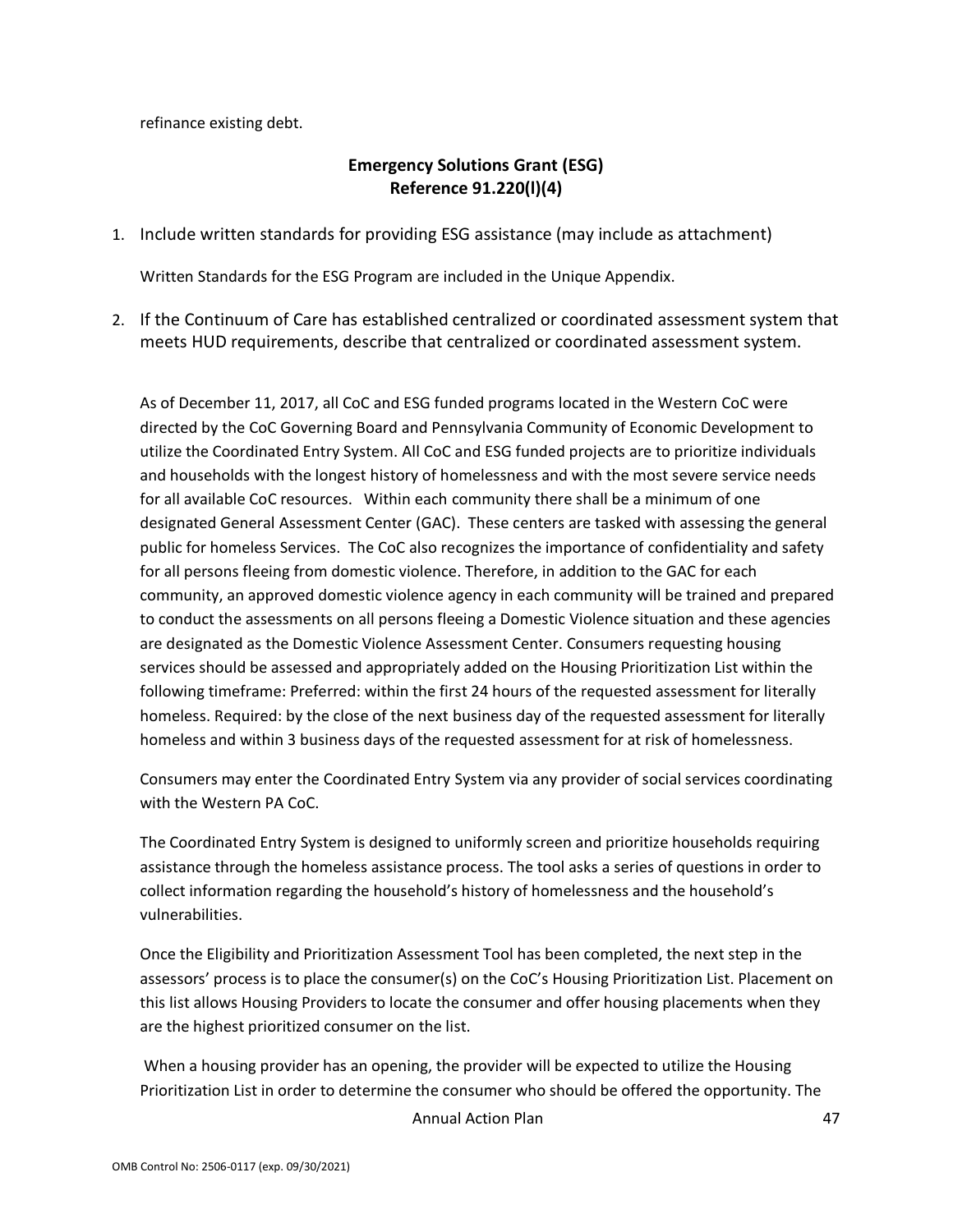refinance existing debt.

## Emergency Solutions Grant (ESG)
## Reference 91.220(l)(4)

1. Include written standards for providing ESG assistance (may include as attachment)

   Written Standards for the ESG Program are included in the Unique Appendix.

2. If the Continuum of Care has established centralized or coordinated assessment system that meets HUD requirements, describe that centralized or coordinated assessment system.

   As of December 11, 2017, all CoC and ESG funded programs located in the Western CoC were directed by the CoC Governing Board and Pennsylvania Community of Economic Development to utilize the Coordinated Entry System. All CoC and ESG funded projects are to prioritize individuals and households with the longest history of homelessness and with the most severe service needs for all available CoC resources. Within each community there shall be a minimum of one designated General Assessment Center (GAC). These centers are tasked with assessing the general public for homeless Services. The CoC also recognizes the importance of confidentiality and safety for all persons fleeing from domestic violence. Therefore, in addition to the GAC for each community, an approved domestic violence agency in each community will be trained and prepared to conduct the assessments on all persons fleeing a Domestic Violence situation and these agencies are designated as the Domestic Violence Assessment Center. Consumers requesting housing services should be assessed and appropriately added on the Housing Prioritization List within the following timeframe: Preferred: within the first 24 hours of the requested assessment for literally homeless. Required: by the close of the next business day of the requested assessment for literally homeless and within 3 business days of the requested assessment for at risk of homelessness.

   Consumers may enter the Coordinated Entry System via any provider of social services coordinating with the Western PA CoC.

   The Coordinated Entry System is designed to uniformly screen and prioritize households requiring assistance through the homeless assistance process. The tool asks a series of questions in order to collect information regarding the household's history of homelessness and the household's vulnerabilities.

   Once the Eligibility and Prioritization Assessment Tool has been completed, the next step in the assessors' process is to place the consumer(s) on the CoC's Housing Prioritization List. Placement on this list allows Housing Providers to locate the consumer and offer housing placements when they are the highest prioritized consumer on the list.

   When a housing provider has an opening, the provider will be expected to utilize the Housing Prioritization List in order to determine the consumer who should be offered the opportunity. The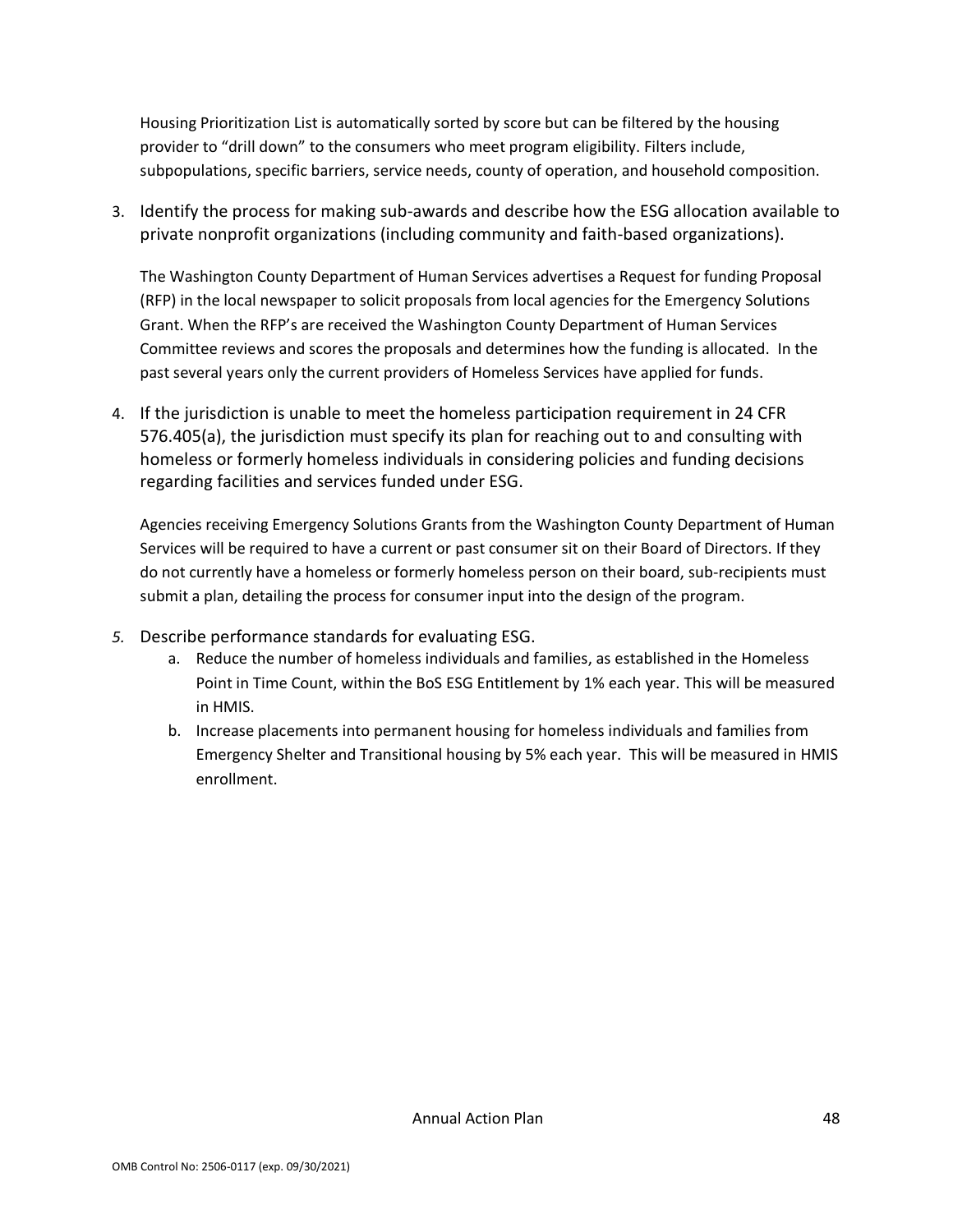Housing Prioritization List is automatically sorted by score but can be filtered by the housing provider to "drill down" to the consumers who meet program eligibility. Filters include, subpopulations, specific barriers, service needs, county of operation, and household composition.

3. Identify the process for making sub-awards and describe how the ESG allocation available to private nonprofit organizations (including community and faith-based organizations).

   The Washington County Department of Human Services advertises a Request for funding Proposal (RFP) in the local newspaper to solicit proposals from local agencies for the Emergency Solutions Grant. When the RFP's are received the Washington County Department of Human Services Committee reviews and scores the proposals and determines how the funding is allocated. In the past several years only the current providers of Homeless Services have applied for funds.

4. If the jurisdiction is unable to meet the homeless participation requirement in 24 CFR 576.405(a), the jurisdiction must specify its plan for reaching out to and consulting with homeless or formerly homeless individuals in considering policies and funding decisions regarding facilities and services funded under ESG.

   Agencies receiving Emergency Solutions Grants from the Washington County Department of Human Services will be required to have a current or past consumer sit on their Board of Directors. If they do not currently have a homeless or formerly homeless person on their board, sub-recipients must submit a plan, detailing the process for consumer input into the design of the program.

5. Describe performance standards for evaluating ESG.
   a. Reduce the number of homeless individuals and families, as established in the Homeless Point in Time Count, within the BoS ESG Entitlement by 1% each year. This will be measured in HMIS.
   b. Increase placements into permanent housing for homeless individuals and families from Emergency Shelter and Transitional housing by 5% each year. This will be measured in HMIS enrollment.